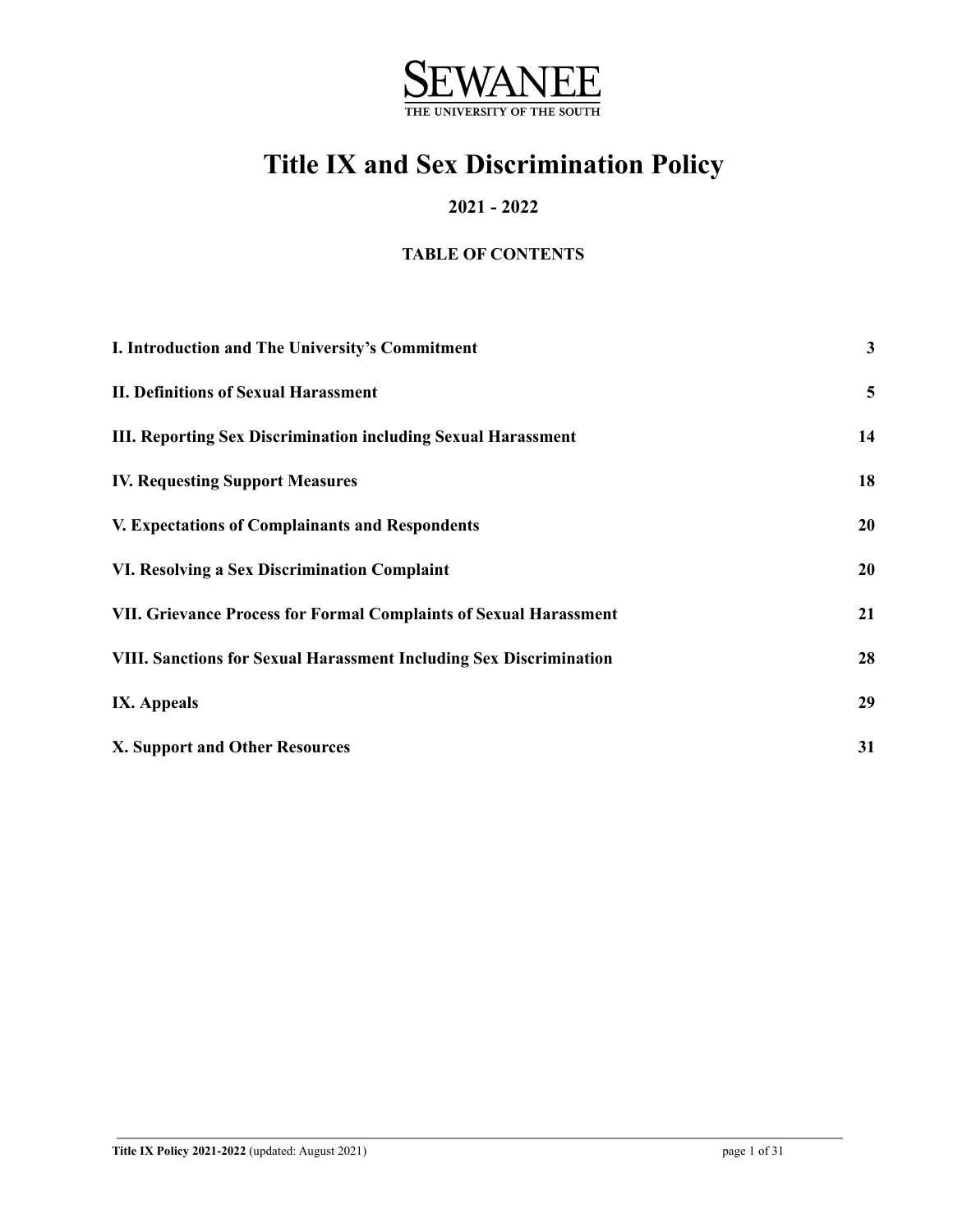SEWANEE

THE UNIVERSITY OF THE SOUTH

# Title IX and Sex Discrimination Policy

## 2021 - 2022

### TABLE OF CONTENTS

| | |
|---|---|
| **I. Introduction and The University's Commitment** | **3** |
| **II. Definitions of Sexual Harassment** | **5** |
| **III. Reporting Sex Discrimination including Sexual Harassment** | **14** |
| **IV. Requesting Support Measures** | **18** |
| **V. Expectations of Complainants and Respondents** | **20** |
| **VI. Resolving a Sex Discrimination Complaint** | **20** |
| **VII. Grievance Process for Formal Complaints of Sexual Harassment** | **21** |
| **VIII. Sanctions for Sexual Harassment Including Sex Discrimination** | **28** |
| **IX. Appeals** | **29** |
| **X. Support and Other Resources** | **31** |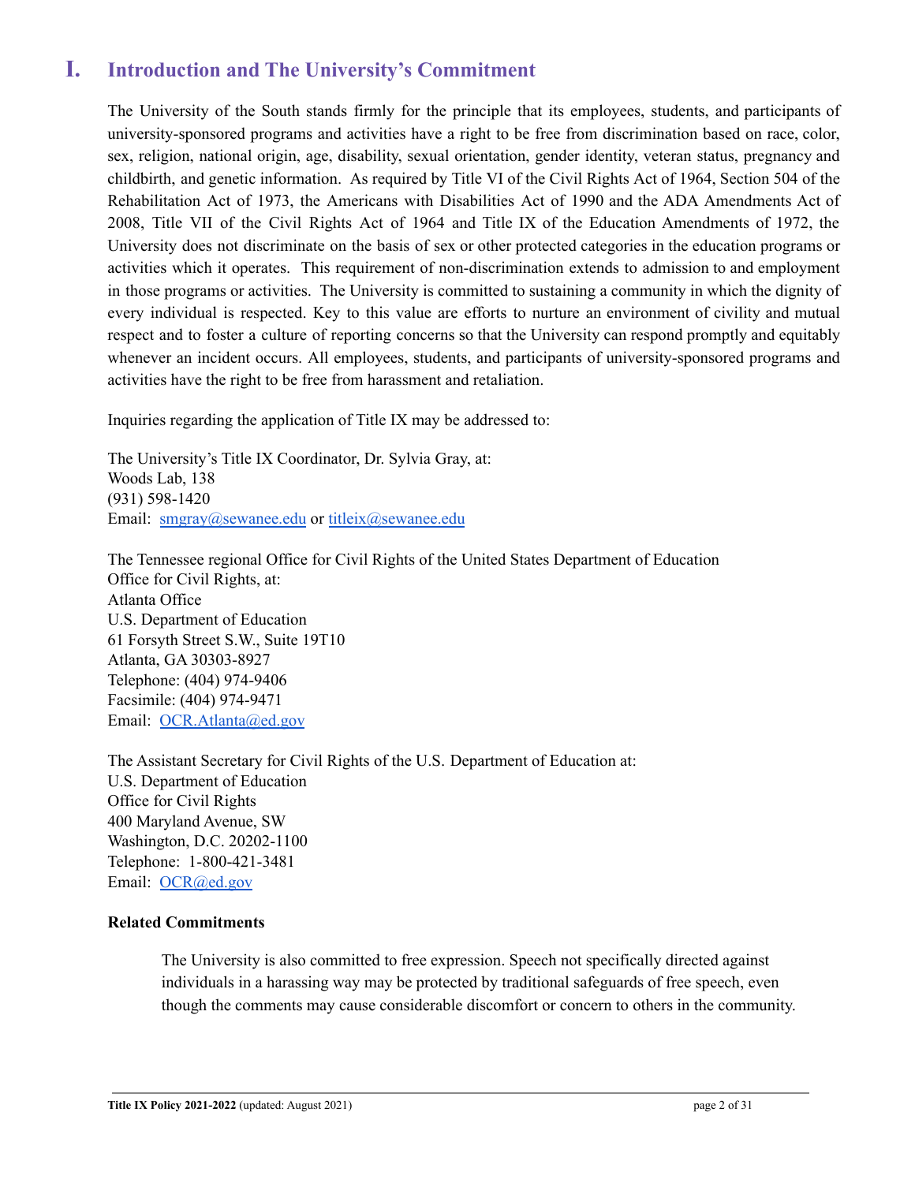# I. Introduction and The University's Commitment

The University of the South stands firmly for the principle that its employees, students, and participants of university-sponsored programs and activities have a right to be free from discrimination based on race, color, sex, religion, national origin, age, disability, sexual orientation, gender identity, veteran status, pregnancy and childbirth, and genetic information. As required by Title VI of the Civil Rights Act of 1964, Section 504 of the Rehabilitation Act of 1973, the Americans with Disabilities Act of 1990 and the ADA Amendments Act of 2008, Title VII of the Civil Rights Act of 1964 and Title IX of the Education Amendments of 1972, the University does not discriminate on the basis of sex or other protected categories in the education programs or activities which it operates. This requirement of non-discrimination extends to admission to and employment in those programs or activities. The University is committed to sustaining a community in which the dignity of every individual is respected. Key to this value are efforts to nurture an environment of civility and mutual respect and to foster a culture of reporting concerns so that the University can respond promptly and equitably whenever an incident occurs. All employees, students, and participants of university-sponsored programs and activities have the right to be free from harassment and retaliation.

Inquiries regarding the application of Title IX may be addressed to:

The University's Title IX Coordinator, Dr. Sylvia Gray, at:
Woods Lab, 138
(931) 598-1420
Email: smgray@sewanee.edu or titleix@sewanee.edu

The Tennessee regional Office for Civil Rights of the United States Department of Education Office for Civil Rights, at:
Atlanta Office
U.S. Department of Education
61 Forsyth Street S.W., Suite 19T10
Atlanta, GA 30303-8927
Telephone: (404) 974-9406
Facsimile: (404) 974-9471
Email: OCR.Atlanta@ed.gov

The Assistant Secretary for Civil Rights of the U.S. Department of Education at:
U.S. Department of Education
Office for Civil Rights
400 Maryland Avenue, SW
Washington, D.C. 20202-1100
Telephone: 1-800-421-3481
Email: OCR@ed.gov

**Related Commitments**

> The University is also committed to free expression. Speech not specifically directed against individuals in a harassing way may be protected by traditional safeguards of free speech, even though the comments may cause considerable discomfort or concern to others in the community.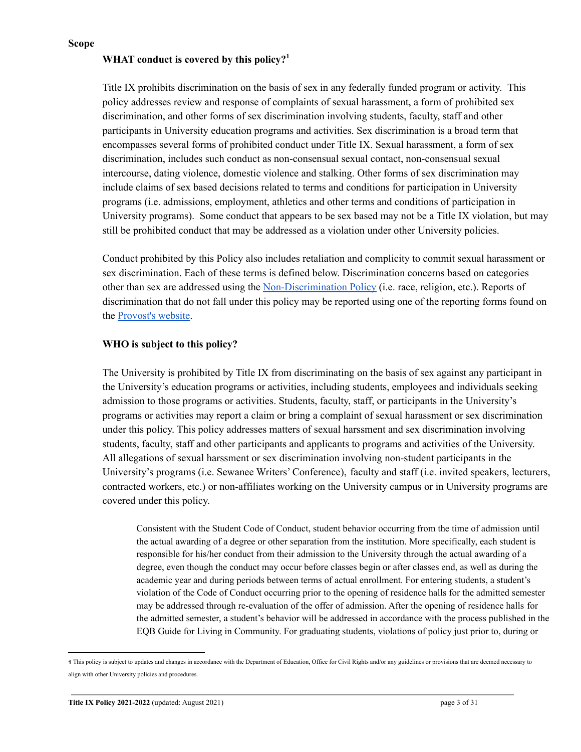**Scope**

**WHAT conduct is covered by this policy?**[1]

Title IX prohibits discrimination on the basis of sex in any federally funded program or activity. This policy addresses review and response of complaints of sexual harassment, a form of prohibited sex discrimination, and other forms of sex discrimination involving students, faculty, staff and other participants in University education programs and activities. Sex discrimination is a broad term that encompasses several forms of prohibited conduct under Title IX. Sexual harassment, a form of sex discrimination, includes such conduct as non-consensual sexual contact, non-consensual sexual intercourse, dating violence, domestic violence and stalking. Other forms of sex discrimination may include claims of sex based decisions related to terms and conditions for participation in University programs (i.e. admissions, employment, athletics and other terms and conditions of participation in University programs). Some conduct that appears to be sex based may not be a Title IX violation, but may still be prohibited conduct that may be addressed as a violation under other University policies.

Conduct prohibited by this Policy also includes retaliation and complicity to commit sexual harassment or sex discrimination. Each of these terms is defined below. Discrimination concerns based on categories other than sex are addressed using the Non-Discrimination Policy (i.e. race, religion, etc.). Reports of discrimination that do not fall under this policy may be reported using one of the reporting forms found on the Provost's website.

**WHO is subject to this policy?**

The University is prohibited by Title IX from discriminating on the basis of sex against any participant in the University's education programs or activities, including students, employees and individuals seeking admission to those programs or activities. Students, faculty, staff, or participants in the University's programs or activities may report a claim or bring a complaint of sexual harassment or sex discrimination under this policy. This policy addresses matters of sexual harssment and sex discrimination involving students, faculty, staff and other participants and applicants to programs and activities of the University. All allegations of sexual harssment or sex discrimination involving non-student participants in the University's programs (i.e. Sewanee Writers' Conference), faculty and staff (i.e. invited speakers, lecturers, contracted workers, etc.) or non-affiliates working on the University campus or in University programs are covered under this policy.

> Consistent with the Student Code of Conduct, student behavior occurring from the time of admission until the actual awarding of a degree or other separation from the institution. More specifically, each student is responsible for his/her conduct from their admission to the University through the actual awarding of a degree, even though the conduct may occur before classes begin or after classes end, as well as during the academic year and during periods between terms of actual enrollment. For entering students, a student's violation of the Code of Conduct occurring prior to the opening of residence halls for the admitted semester may be addressed through re-evaluation of the offer of admission. After the opening of residence halls for the admitted semester, a student's behavior will be addressed in accordance with the process published in the EQB Guide for Living in Community. For graduating students, violations of policy just prior to, during or

[1] This policy is subject to updates and changes in accordance with the Department of Education, Office for Civil Rights and/or any guidelines or provisions that are deemed necessary to align with other University policies and procedures.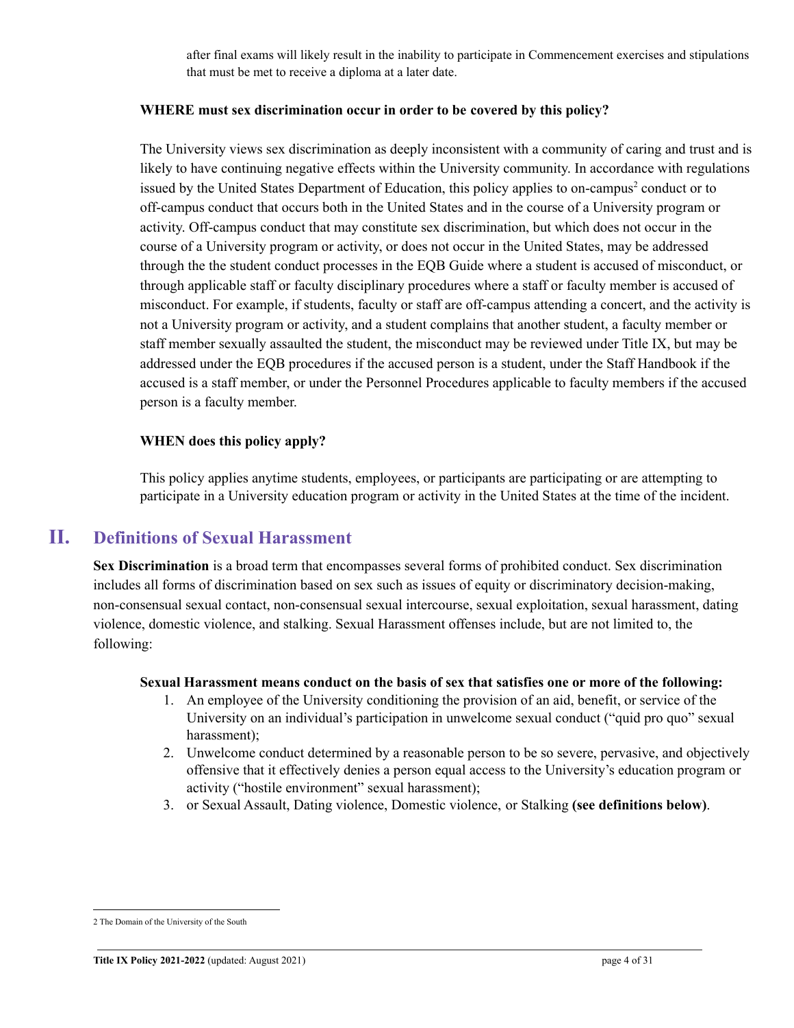after final exams will likely result in the inability to participate in Commencement exercises and stipulations that must be met to receive a diploma at a later date.

**WHERE must sex discrimination occur in order to be covered by this policy?**

The University views sex discrimination as deeply inconsistent with a community of caring and trust and is likely to have continuing negative effects within the University community. In accordance with regulations issued by the United States Department of Education, this policy applies to on-campus[2] conduct or to off-campus conduct that occurs both in the United States and in the course of a University program or activity. Off-campus conduct that may constitute sex discrimination, but which does not occur in the course of a University program or activity, or does not occur in the United States, may be addressed through the the student conduct processes in the EQB Guide where a student is accused of misconduct, or through applicable staff or faculty disciplinary procedures where a staff or faculty member is accused of misconduct. For example, if students, faculty or staff are off-campus attending a concert, and the activity is not a University program or activity, and a student complains that another student, a faculty member or staff member sexually assaulted the student, the misconduct may be reviewed under Title IX, but may be addressed under the EQB procedures if the accused person is a student, under the Staff Handbook if the accused is a staff member, or under the Personnel Procedures applicable to faculty members if the accused person is a faculty member.

**WHEN does this policy apply?**

This policy applies anytime students, employees, or participants are participating or are attempting to participate in a University education program or activity in the United States at the time of the incident.

## II. Definitions of Sexual Harassment

**Sex Discrimination** is a broad term that encompasses several forms of prohibited conduct. Sex discrimination includes all forms of discrimination based on sex such as issues of equity or discriminatory decision-making, non-consensual sexual contact, non-consensual sexual intercourse, sexual exploitation, sexual harassment, dating violence, domestic violence, and stalking. Sexual Harassment offenses include, but are not limited to, the following:

**Sexual Harassment means conduct on the basis of sex that satisfies one or more of the following:**

1. An employee of the University conditioning the provision of an aid, benefit, or service of the University on an individual's participation in unwelcome sexual conduct ("quid pro quo" sexual harassment);
2. Unwelcome conduct determined by a reasonable person to be so severe, pervasive, and objectively offensive that it effectively denies a person equal access to the University's education program or activity ("hostile environment" sexual harassment);
3. or Sexual Assault, Dating violence, Domestic violence, or Stalking **(see definitions below)**.

[2] The Domain of the University of the South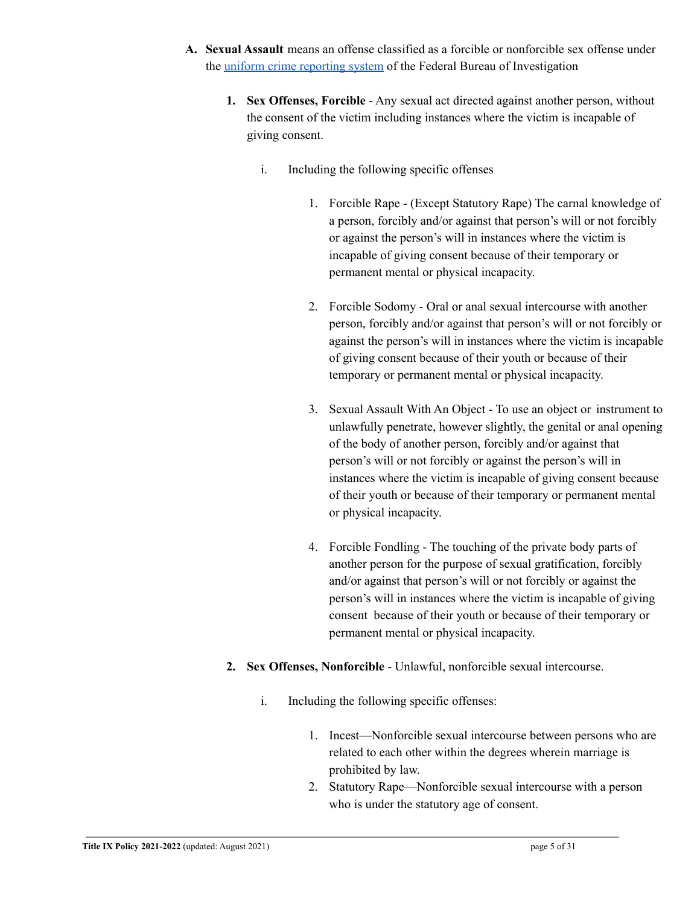A. **Sexual Assault** means an offense classified as a forcible or nonforcible sex offense under the [uniform crime reporting system]() of the Federal Bureau of Investigation

   1. **Sex Offenses, Forcible** - Any sexual act directed against another person, without the consent of the victim including instances where the victim is incapable of giving consent.

      i. Including the following specific offenses

         1. Forcible Rape - (Except Statutory Rape) The carnal knowledge of a person, forcibly and/or against that person's will or not forcibly or against the person's will in instances where the victim is incapable of giving consent because of their temporary or permanent mental or physical incapacity.

         2. Forcible Sodomy - Oral or anal sexual intercourse with another person, forcibly and/or against that person's will or not forcibly or against the person's will in instances where the victim is incapable of giving consent because of their youth or because of their temporary or permanent mental or physical incapacity.

         3. Sexual Assault With An Object - To use an object or instrument to unlawfully penetrate, however slightly, the genital or anal opening of the body of another person, forcibly and/or against that person's will or not forcibly or against the person's will in instances where the victim is incapable of giving consent because of their youth or because of their temporary or permanent mental or physical incapacity.

         4. Forcible Fondling - The touching of the private body parts of another person for the purpose of sexual gratification, forcibly and/or against that person's will or not forcibly or against the person's will in instances where the victim is incapable of giving consent because of their youth or because of their temporary or permanent mental or physical incapacity.

   2. **Sex Offenses, Nonforcible** - Unlawful, nonforcible sexual intercourse.

      i. Including the following specific offenses:

         1. Incest—Nonforcible sexual intercourse between persons who are related to each other within the degrees wherein marriage is prohibited by law.
         2. Statutory Rape—Nonforcible sexual intercourse with a person who is under the statutory age of consent.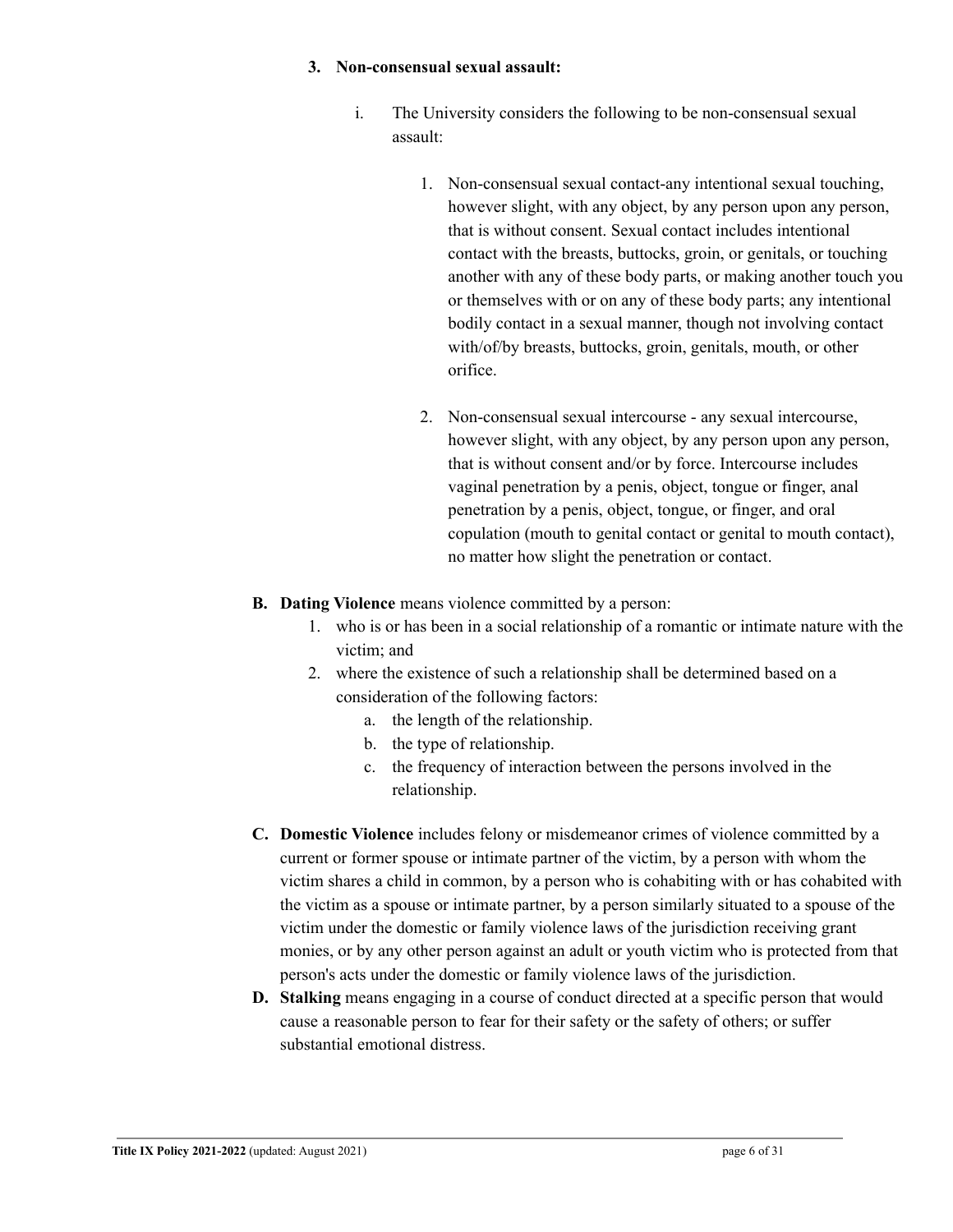3. **Non-consensual sexual assault:**

    i. The University considers the following to be non-consensual sexual assault:

    1. Non-consensual sexual contact-any intentional sexual touching, however slight, with any object, by any person upon any person, that is without consent. Sexual contact includes intentional contact with the breasts, buttocks, groin, or genitals, or touching another with any of these body parts, or making another touch you or themselves with or on any of these body parts; any intentional bodily contact in a sexual manner, though not involving contact with/of/by breasts, buttocks, groin, genitals, mouth, or other orifice.

    2. Non-consensual sexual intercourse - any sexual intercourse, however slight, with any object, by any person upon any person, that is without consent and/or by force. Intercourse includes vaginal penetration by a penis, object, tongue or finger, anal penetration by a penis, object, tongue, or finger, and oral copulation (mouth to genital contact or genital to mouth contact), no matter how slight the penetration or contact.

**B. Dating Violence** means violence committed by a person:

1. who is or has been in a social relationship of a romantic or intimate nature with the victim; and
2. where the existence of such a relationship shall be determined based on a consideration of the following factors:
    a. the length of the relationship.
    b. the type of relationship.
    c. the frequency of interaction between the persons involved in the relationship.

**C. Domestic Violence** includes felony or misdemeanor crimes of violence committed by a current or former spouse or intimate partner of the victim, by a person with whom the victim shares a child in common, by a person who is cohabiting with or has cohabited with the victim as a spouse or intimate partner, by a person similarly situated to a spouse of the victim under the domestic or family violence laws of the jurisdiction receiving grant monies, or by any other person against an adult or youth victim who is protected from that person's acts under the domestic or family violence laws of the jurisdiction.

**D. Stalking** means engaging in a course of conduct directed at a specific person that would cause a reasonable person to fear for their safety or the safety of others; or suffer substantial emotional distress.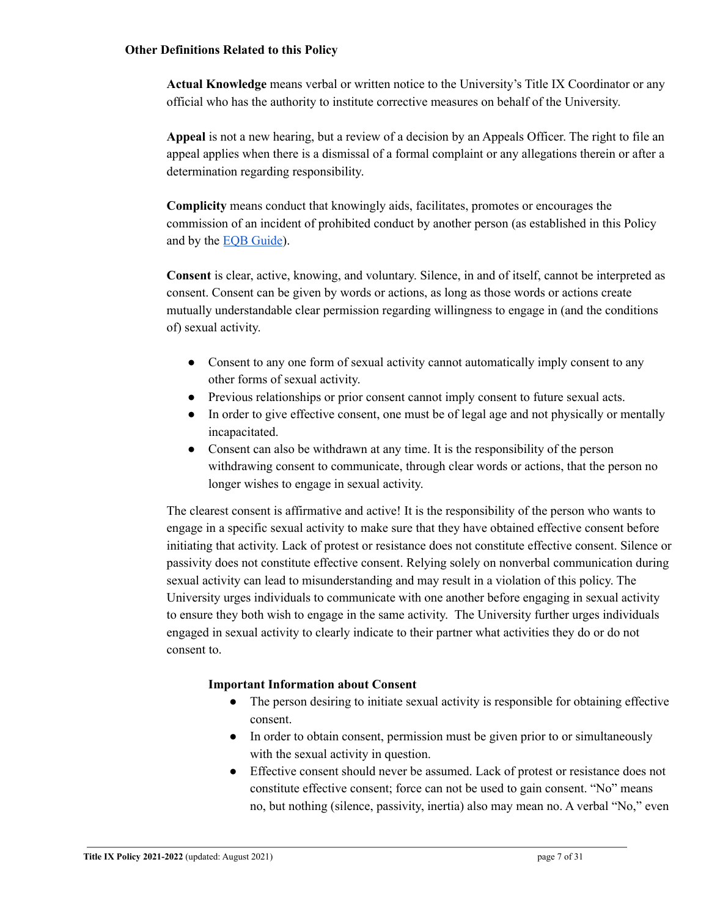**Other Definitions Related to this Policy**

**Actual Knowledge** means verbal or written notice to the University's Title IX Coordinator or any official who has the authority to institute corrective measures on behalf of the University.

**Appeal** is not a new hearing, but a review of a decision by an Appeals Officer. The right to file an appeal applies when there is a dismissal of a formal complaint or any allegations therein or after a determination regarding responsibility.

**Complicity** means conduct that knowingly aids, facilitates, promotes or encourages the commission of an incident of prohibited conduct by another person (as established in this Policy and by the EQB Guide).

**Consent** is clear, active, knowing, and voluntary. Silence, in and of itself, cannot be interpreted as consent. Consent can be given by words or actions, as long as those words or actions create mutually understandable clear permission regarding willingness to engage in (and the conditions of) sexual activity.

- Consent to any one form of sexual activity cannot automatically imply consent to any other forms of sexual activity.
- Previous relationships or prior consent cannot imply consent to future sexual acts.
- In order to give effective consent, one must be of legal age and not physically or mentally incapacitated.
- Consent can also be withdrawn at any time. It is the responsibility of the person withdrawing consent to communicate, through clear words or actions, that the person no longer wishes to engage in sexual activity.

The clearest consent is affirmative and active! It is the responsibility of the person who wants to engage in a specific sexual activity to make sure that they have obtained effective consent before initiating that activity. Lack of protest or resistance does not constitute effective consent. Silence or passivity does not constitute effective consent. Relying solely on nonverbal communication during sexual activity can lead to misunderstanding and may result in a violation of this policy. The University urges individuals to communicate with one another before engaging in sexual activity to ensure they both wish to engage in the same activity. The University further urges individuals engaged in sexual activity to clearly indicate to their partner what activities they do or do not consent to.

**Important Information about Consent**

- The person desiring to initiate sexual activity is responsible for obtaining effective consent.
- In order to obtain consent, permission must be given prior to or simultaneously with the sexual activity in question.
- Effective consent should never be assumed. Lack of protest or resistance does not constitute effective consent; force can not be used to gain consent. "No" means no, but nothing (silence, passivity, inertia) also may mean no. A verbal "No," even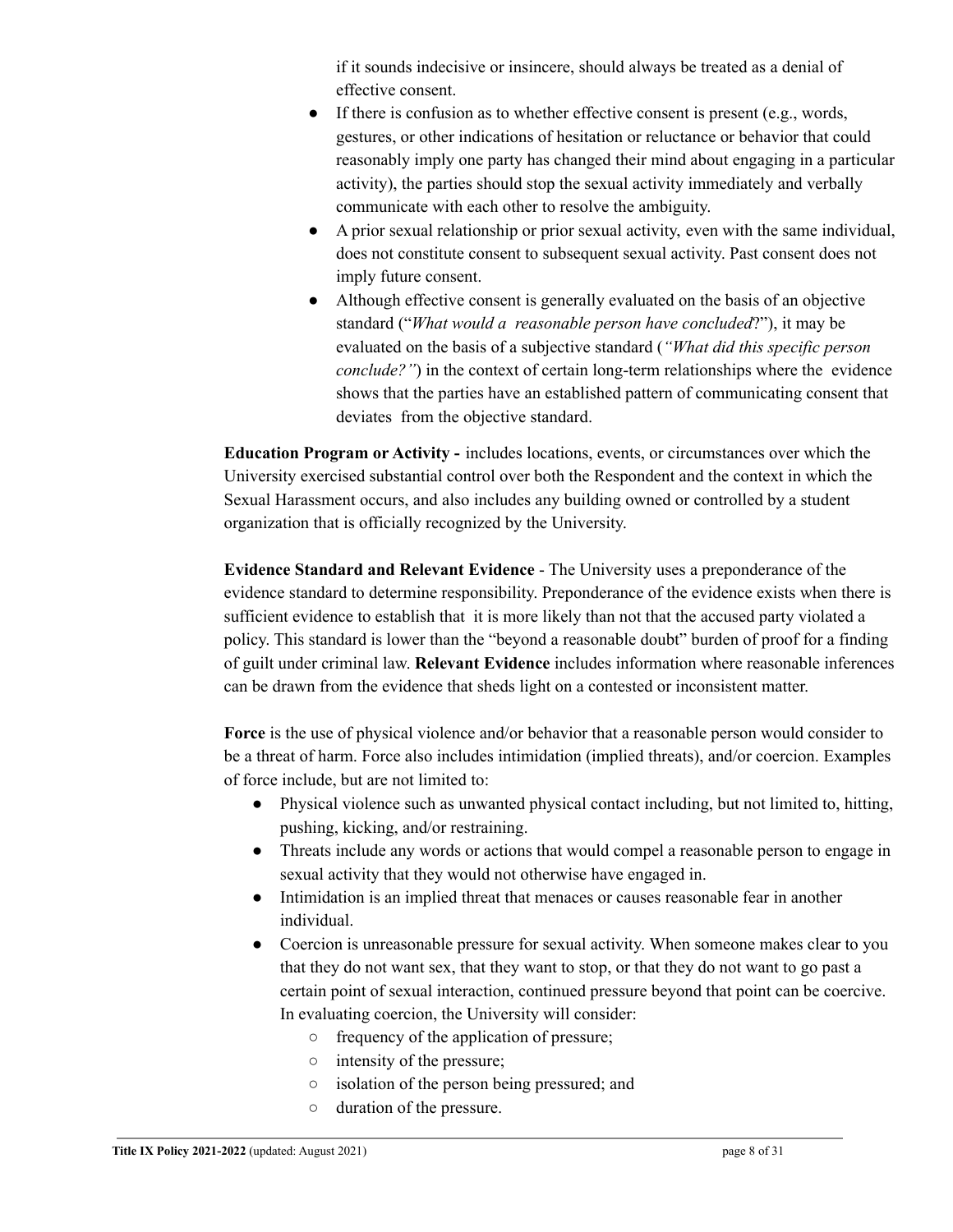if it sounds indecisive or insincere, should always be treated as a denial of effective consent.

- If there is confusion as to whether effective consent is present (e.g., words, gestures, or other indications of hesitation or reluctance or behavior that could reasonably imply one party has changed their mind about engaging in a particular activity), the parties should stop the sexual activity immediately and verbally communicate with each other to resolve the ambiguity.
- A prior sexual relationship or prior sexual activity, even with the same individual, does not constitute consent to subsequent sexual activity. Past consent does not imply future consent.
- Although effective consent is generally evaluated on the basis of an objective standard ("*What would a reasonable person have concluded*?"), it may be evaluated on the basis of a subjective standard (*"What did this specific person conclude?"*) in the context of certain long-term relationships where the evidence shows that the parties have an established pattern of communicating consent that deviates from the objective standard.

**Education Program or Activity -** includes locations, events, or circumstances over which the University exercised substantial control over both the Respondent and the context in which the Sexual Harassment occurs, and also includes any building owned or controlled by a student organization that is officially recognized by the University.

**Evidence Standard and Relevant Evidence** - The University uses a preponderance of the evidence standard to determine responsibility. Preponderance of the evidence exists when there is sufficient evidence to establish that it is more likely than not that the accused party violated a policy. This standard is lower than the "beyond a reasonable doubt" burden of proof for a finding of guilt under criminal law. **Relevant Evidence** includes information where reasonable inferences can be drawn from the evidence that sheds light on a contested or inconsistent matter.

**Force** is the use of physical violence and/or behavior that a reasonable person would consider to be a threat of harm. Force also includes intimidation (implied threats), and/or coercion. Examples of force include, but are not limited to:

- Physical violence such as unwanted physical contact including, but not limited to, hitting, pushing, kicking, and/or restraining.
- Threats include any words or actions that would compel a reasonable person to engage in sexual activity that they would not otherwise have engaged in.
- Intimidation is an implied threat that menaces or causes reasonable fear in another individual.
- Coercion is unreasonable pressure for sexual activity. When someone makes clear to you that they do not want sex, that they want to stop, or that they do not want to go past a certain point of sexual interaction, continued pressure beyond that point can be coercive. In evaluating coercion, the University will consider:
    - frequency of the application of pressure;
    - intensity of the pressure;
    - isolation of the person being pressured; and
    - duration of the pressure.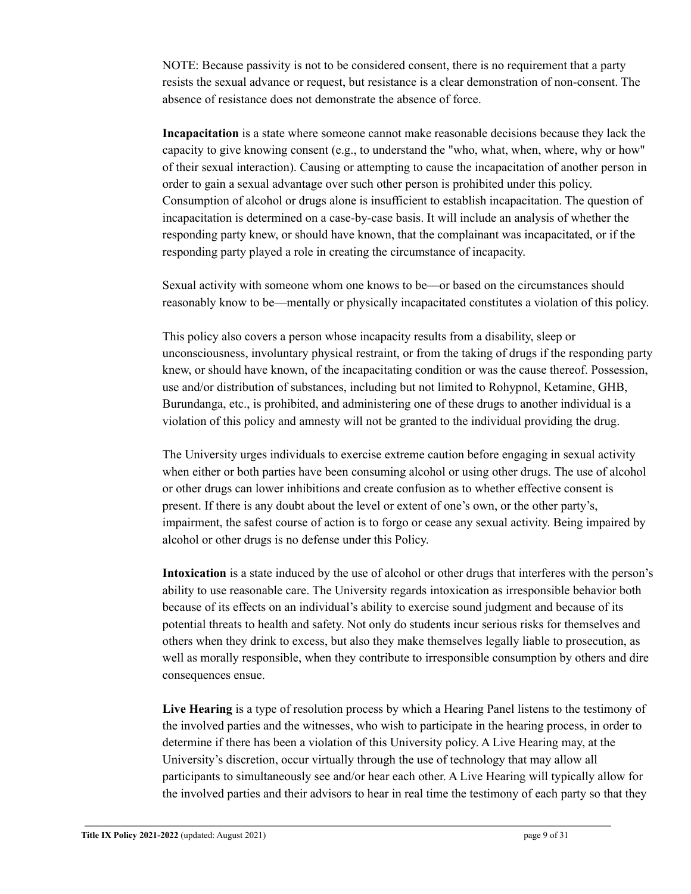NOTE: Because passivity is not to be considered consent, there is no requirement that a party resists the sexual advance or request, but resistance is a clear demonstration of non-consent. The absence of resistance does not demonstrate the absence of force.

**Incapacitation** is a state where someone cannot make reasonable decisions because they lack the capacity to give knowing consent (e.g., to understand the "who, what, when, where, why or how" of their sexual interaction). Causing or attempting to cause the incapacitation of another person in order to gain a sexual advantage over such other person is prohibited under this policy. Consumption of alcohol or drugs alone is insufficient to establish incapacitation. The question of incapacitation is determined on a case-by-case basis. It will include an analysis of whether the responding party knew, or should have known, that the complainant was incapacitated, or if the responding party played a role in creating the circumstance of incapacity.

Sexual activity with someone whom one knows to be—or based on the circumstances should reasonably know to be—mentally or physically incapacitated constitutes a violation of this policy.

This policy also covers a person whose incapacity results from a disability, sleep or unconsciousness, involuntary physical restraint, or from the taking of drugs if the responding party knew, or should have known, of the incapacitating condition or was the cause thereof. Possession, use and/or distribution of substances, including but not limited to Rohypnol, Ketamine, GHB, Burundanga, etc., is prohibited, and administering one of these drugs to another individual is a violation of this policy and amnesty will not be granted to the individual providing the drug.

The University urges individuals to exercise extreme caution before engaging in sexual activity when either or both parties have been consuming alcohol or using other drugs. The use of alcohol or other drugs can lower inhibitions and create confusion as to whether effective consent is present. If there is any doubt about the level or extent of one's own, or the other party's, impairment, the safest course of action is to forgo or cease any sexual activity. Being impaired by alcohol or other drugs is no defense under this Policy.

**Intoxication** is a state induced by the use of alcohol or other drugs that interferes with the person's ability to use reasonable care. The University regards intoxication as irresponsible behavior both because of its effects on an individual's ability to exercise sound judgment and because of its potential threats to health and safety. Not only do students incur serious risks for themselves and others when they drink to excess, but also they make themselves legally liable to prosecution, as well as morally responsible, when they contribute to irresponsible consumption by others and dire consequences ensue.

**Live Hearing** is a type of resolution process by which a Hearing Panel listens to the testimony of the involved parties and the witnesses, who wish to participate in the hearing process, in order to determine if there has been a violation of this University policy. A Live Hearing may, at the University's discretion, occur virtually through the use of technology that may allow all participants to simultaneously see and/or hear each other. A Live Hearing will typically allow for the involved parties and their advisors to hear in real time the testimony of each party so that they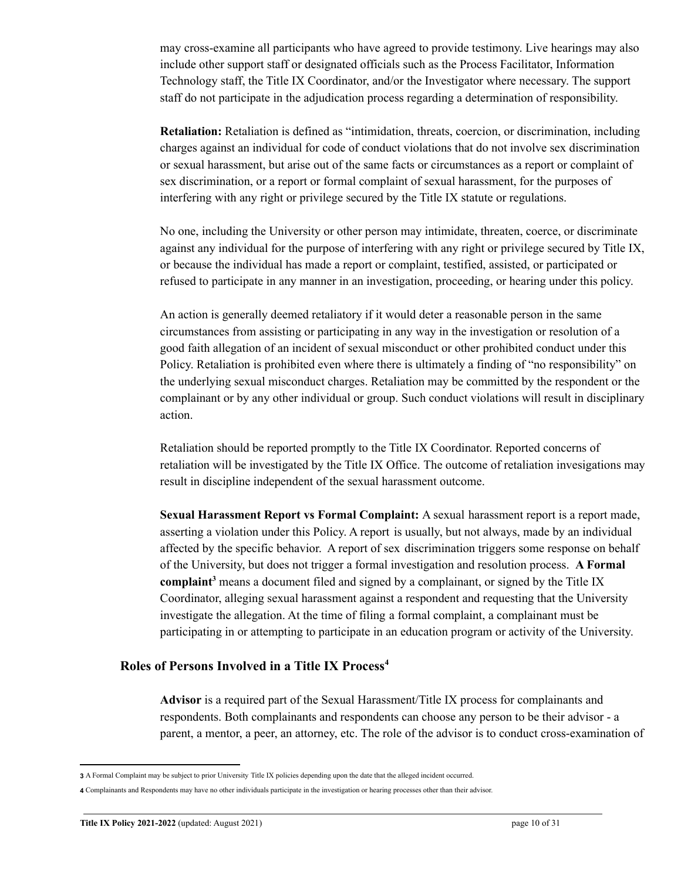may cross-examine all participants who have agreed to provide testimony. Live hearings may also include other support staff or designated officials such as the Process Facilitator, Information Technology staff, the Title IX Coordinator, and/or the Investigator where necessary. The support staff do not participate in the adjudication process regarding a determination of responsibility.

**Retaliation:** Retaliation is defined as "intimidation, threats, coercion, or discrimination, including charges against an individual for code of conduct violations that do not involve sex discrimination or sexual harassment, but arise out of the same facts or circumstances as a report or complaint of sex discrimination, or a report or formal complaint of sexual harassment, for the purposes of interfering with any right or privilege secured by the Title IX statute or regulations.

No one, including the University or other person may intimidate, threaten, coerce, or discriminate against any individual for the purpose of interfering with any right or privilege secured by Title IX, or because the individual has made a report or complaint, testified, assisted, or participated or refused to participate in any manner in an investigation, proceeding, or hearing under this policy.

An action is generally deemed retaliatory if it would deter a reasonable person in the same circumstances from assisting or participating in any way in the investigation or resolution of a good faith allegation of an incident of sexual misconduct or other prohibited conduct under this Policy. Retaliation is prohibited even where there is ultimately a finding of "no responsibility" on the underlying sexual misconduct charges. Retaliation may be committed by the respondent or the complainant or by any other individual or group. Such conduct violations will result in disciplinary action.

Retaliation should be reported promptly to the Title IX Coordinator. Reported concerns of retaliation will be investigated by the Title IX Office. The outcome of retaliation invesigations may result in discipline independent of the sexual harassment outcome.

**Sexual Harassment Report vs Formal Complaint:** A sexual harassment report is a report made, asserting a violation under this Policy. A report is usually, but not always, made by an individual affected by the specific behavior. A report of sex discrimination triggers some response on behalf of the University, but does not trigger a formal investigation and resolution process. **A Formal complaint**[3] means a document filed and signed by a complainant, or signed by the Title IX Coordinator, alleging sexual harassment against a respondent and requesting that the University investigate the allegation. At the time of filing a formal complaint, a complainant must be participating in or attempting to participate in an education program or activity of the University.

## Roles of Persons Involved in a Title IX Process[4]

**Advisor** is a required part of the Sexual Harassment/Title IX process for complainants and respondents. Both complainants and respondents can choose any person to be their advisor - a parent, a mentor, a peer, an attorney, etc. The role of the advisor is to conduct cross-examination of

---

**3** A Formal Complaint may be subject to prior University Title IX policies depending upon the date that the alleged incident occurred.

**4** Complainants and Respondents may have no other individuals participate in the investigation or hearing processes other than their advisor.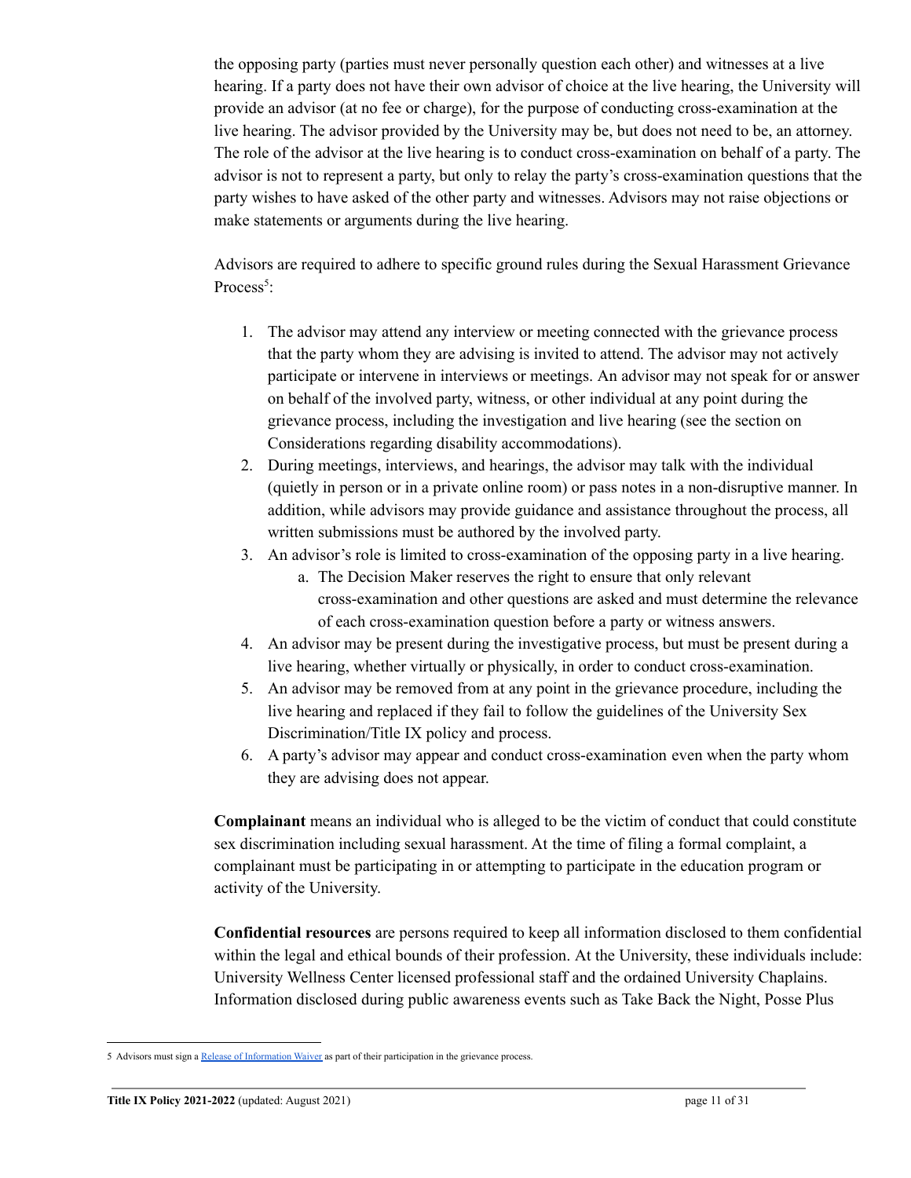the opposing party (parties must never personally question each other) and witnesses at a live hearing. If a party does not have their own advisor of choice at the live hearing, the University will provide an advisor (at no fee or charge), for the purpose of conducting cross-examination at the live hearing. The advisor provided by the University may be, but does not need to be, an attorney. The role of the advisor at the live hearing is to conduct cross-examination on behalf of a party. The advisor is not to represent a party, but only to relay the party's cross-examination questions that the party wishes to have asked of the other party and witnesses. Advisors may not raise objections or make statements or arguments during the live hearing.

Advisors are required to adhere to specific ground rules during the Sexual Harassment Grievance Process[5]:

1. The advisor may attend any interview or meeting connected with the grievance process that the party whom they are advising is invited to attend. The advisor may not actively participate or intervene in interviews or meetings. An advisor may not speak for or answer on behalf of the involved party, witness, or other individual at any point during the grievance process, including the investigation and live hearing (see the section on Considerations regarding disability accommodations).
2. During meetings, interviews, and hearings, the advisor may talk with the individual (quietly in person or in a private online room) or pass notes in a non-disruptive manner. In addition, while advisors may provide guidance and assistance throughout the process, all written submissions must be authored by the involved party.
3. An advisor's role is limited to cross-examination of the opposing party in a live hearing.
    a. The Decision Maker reserves the right to ensure that only relevant cross-examination and other questions are asked and must determine the relevance of each cross-examination question before a party or witness answers.
4. An advisor may be present during the investigative process, but must be present during a live hearing, whether virtually or physically, in order to conduct cross-examination.
5. An advisor may be removed from at any point in the grievance procedure, including the live hearing and replaced if they fail to follow the guidelines of the University Sex Discrimination/Title IX policy and process.
6. A party's advisor may appear and conduct cross-examination even when the party whom they are advising does not appear.

**Complainant** means an individual who is alleged to be the victim of conduct that could constitute sex discrimination including sexual harassment. At the time of filing a formal complaint, a complainant must be participating in or attempting to participate in the education program or activity of the University.

**Confidential resources** are persons required to keep all information disclosed to them confidential within the legal and ethical bounds of their profession. At the University, these individuals include: University Wellness Center licensed professional staff and the ordained University Chaplains. Information disclosed during public awareness events such as Take Back the Night, Posse Plus

---

5 Advisors must sign a [Release of Information Waiver](#) as part of their participation in the grievance process.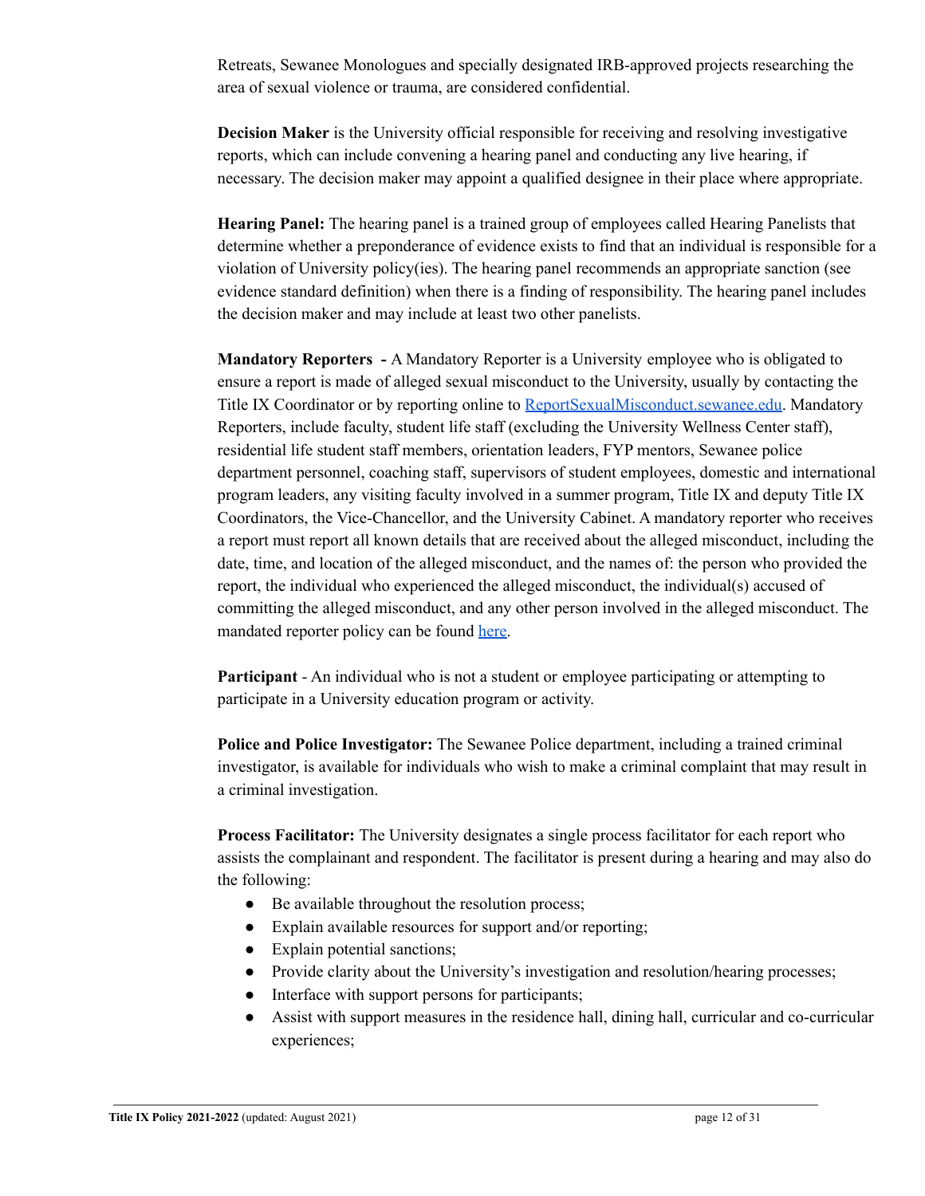Retreats, Sewanee Monologues and specially designated IRB-approved projects researching the area of sexual violence or trauma, are considered confidential.

**Decision Maker** is the University official responsible for receiving and resolving investigative reports, which can include convening a hearing panel and conducting any live hearing, if necessary. The decision maker may appoint a qualified designee in their place where appropriate.

**Hearing Panel:** The hearing panel is a trained group of employees called Hearing Panelists that determine whether a preponderance of evidence exists to find that an individual is responsible for a violation of University policy(ies). The hearing panel recommends an appropriate sanction (see evidence standard definition) when there is a finding of responsibility. The hearing panel includes the decision maker and may include at least two other panelists.

**Mandatory Reporters -** A Mandatory Reporter is a University employee who is obligated to ensure a report is made of alleged sexual misconduct to the University, usually by contacting the Title IX Coordinator or by reporting online to [ReportSexualMisconduct.sewanee.edu](ReportSexualMisconduct.sewanee.edu). Mandatory Reporters, include faculty, student life staff (excluding the University Wellness Center staff), residential life student staff members, orientation leaders, FYP mentors, Sewanee police department personnel, coaching staff, supervisors of student employees, domestic and international program leaders, any visiting faculty involved in a summer program, Title IX and deputy Title IX Coordinators, the Vice-Chancellor, and the University Cabinet. A mandatory reporter who receives a report must report all known details that are received about the alleged misconduct, including the date, time, and location of the alleged misconduct, and the names of: the person who provided the report, the individual who experienced the alleged misconduct, the individual(s) accused of committing the alleged misconduct, and any other person involved in the alleged misconduct. The mandated reporter policy can be found here.

**Participant** - An individual who is not a student or employee participating or attempting to participate in a University education program or activity.

**Police and Police Investigator:** The Sewanee Police department, including a trained criminal investigator, is available for individuals who wish to make a criminal complaint that may result in a criminal investigation.

**Process Facilitator:** The University designates a single process facilitator for each report who assists the complainant and respondent. The facilitator is present during a hearing and may also do the following:

- Be available throughout the resolution process;
- Explain available resources for support and/or reporting;
- Explain potential sanctions;
- Provide clarity about the University's investigation and resolution/hearing processes;
- Interface with support persons for participants;
- Assist with support measures in the residence hall, dining hall, curricular and co-curricular experiences;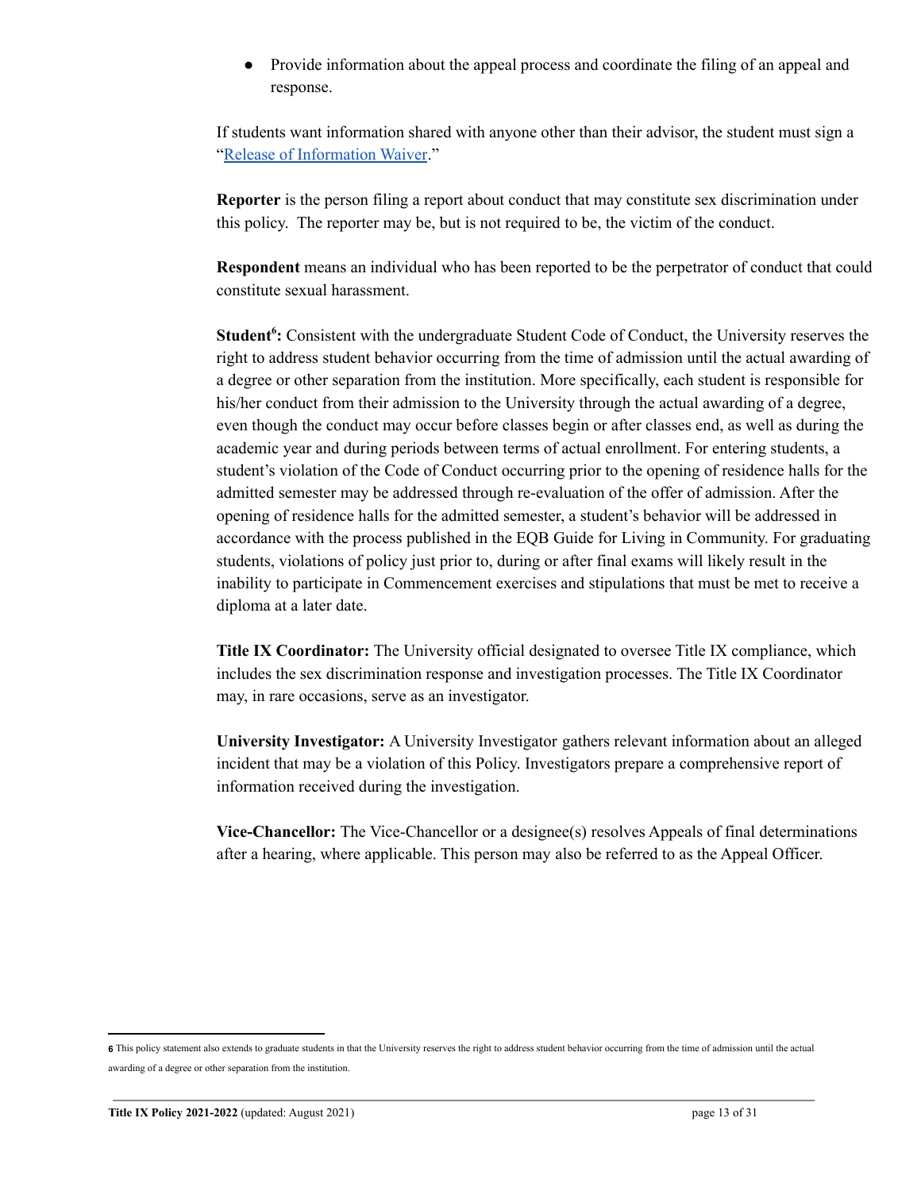- Provide information about the appeal process and coordinate the filing of an appeal and response.

If students want information shared with anyone other than their advisor, the student must sign a "Release of Information Waiver."

**Reporter** is the person filing a report about conduct that may constitute sex discrimination under this policy. The reporter may be, but is not required to be, the victim of the conduct.

**Respondent** means an individual who has been reported to be the perpetrator of conduct that could constitute sexual harassment.

**Student[6]:** Consistent with the undergraduate Student Code of Conduct, the University reserves the right to address student behavior occurring from the time of admission until the actual awarding of a degree or other separation from the institution. More specifically, each student is responsible for his/her conduct from their admission to the University through the actual awarding of a degree, even though the conduct may occur before classes begin or after classes end, as well as during the academic year and during periods between terms of actual enrollment. For entering students, a student's violation of the Code of Conduct occurring prior to the opening of residence halls for the admitted semester may be addressed through re-evaluation of the offer of admission. After the opening of residence halls for the admitted semester, a student's behavior will be addressed in accordance with the process published in the EQB Guide for Living in Community. For graduating students, violations of policy just prior to, during or after final exams will likely result in the inability to participate in Commencement exercises and stipulations that must be met to receive a diploma at a later date.

**Title IX Coordinator:** The University official designated to oversee Title IX compliance, which includes the sex discrimination response and investigation processes. The Title IX Coordinator may, in rare occasions, serve as an investigator.

**University Investigator:** A University Investigator gathers relevant information about an alleged incident that may be a violation of this Policy. Investigators prepare a comprehensive report of information received during the investigation.

**Vice-Chancellor:** The Vice-Chancellor or a designee(s) resolves Appeals of final determinations after a hearing, where applicable. This person may also be referred to as the Appeal Officer.

---

[6] This policy statement also extends to graduate students in that the University reserves the right to address student behavior occurring from the time of admission until the actual awarding of a degree or other separation from the institution.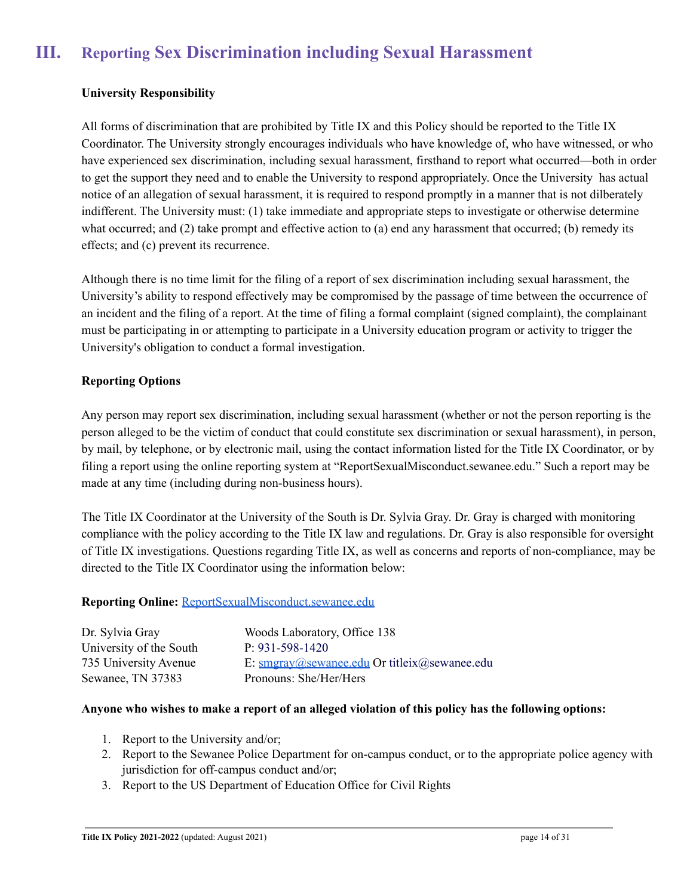# III. Reporting Sex Discrimination including Sexual Harassment

**University Responsibility**

All forms of discrimination that are prohibited by Title IX and this Policy should be reported to the Title IX Coordinator. The University strongly encourages individuals who have knowledge of, who have witnessed, or who have experienced sex discrimination, including sexual harassment, firsthand to report what occurred—both in order to get the support they need and to enable the University to respond appropriately. Once the University has actual notice of an allegation of sexual harassment, it is required to respond promptly in a manner that is not dilberately indifferent. The University must: (1) take immediate and appropriate steps to investigate or otherwise determine what occurred; and (2) take prompt and effective action to (a) end any harassment that occurred; (b) remedy its effects; and (c) prevent its recurrence.

Although there is no time limit for the filing of a report of sex discrimination including sexual harassment, the University's ability to respond effectively may be compromised by the passage of time between the occurrence of an incident and the filing of a report. At the time of filing a formal complaint (signed complaint), the complainant must be participating in or attempting to participate in a University education program or activity to trigger the University's obligation to conduct a formal investigation.

**Reporting Options**

Any person may report sex discrimination, including sexual harassment (whether or not the person reporting is the person alleged to be the victim of conduct that could constitute sex discrimination or sexual harassment), in person, by mail, by telephone, or by electronic mail, using the contact information listed for the Title IX Coordinator, or by filing a report using the online reporting system at "ReportSexualMisconduct.sewanee.edu." Such a report may be made at any time (including during non-business hours).

The Title IX Coordinator at the University of the South is Dr. Sylvia Gray. Dr. Gray is charged with monitoring compliance with the policy according to the Title IX law and regulations. Dr. Gray is also responsible for oversight of Title IX investigations. Questions regarding Title IX, as well as concerns and reports of non-compliance, may be directed to the Title IX Coordinator using the information below:

**Reporting Online:** ReportSexualMisconduct.sewanee.edu

Dr. Sylvia Gray
University of the South
735 University Avenue
Sewanee, TN 37383

Woods Laboratory, Office 138
P: 931-598-1420
E: smgray@sewanee.edu Or titleix@sewanee.edu
Pronouns: She/Her/Hers

**Anyone who wishes to make a report of an alleged violation of this policy has the following options:**

1. Report to the University and/or;
2. Report to the Sewanee Police Department for on-campus conduct, or to the appropriate police agency with jurisdiction for off-campus conduct and/or;
3. Report to the US Department of Education Office for Civil Rights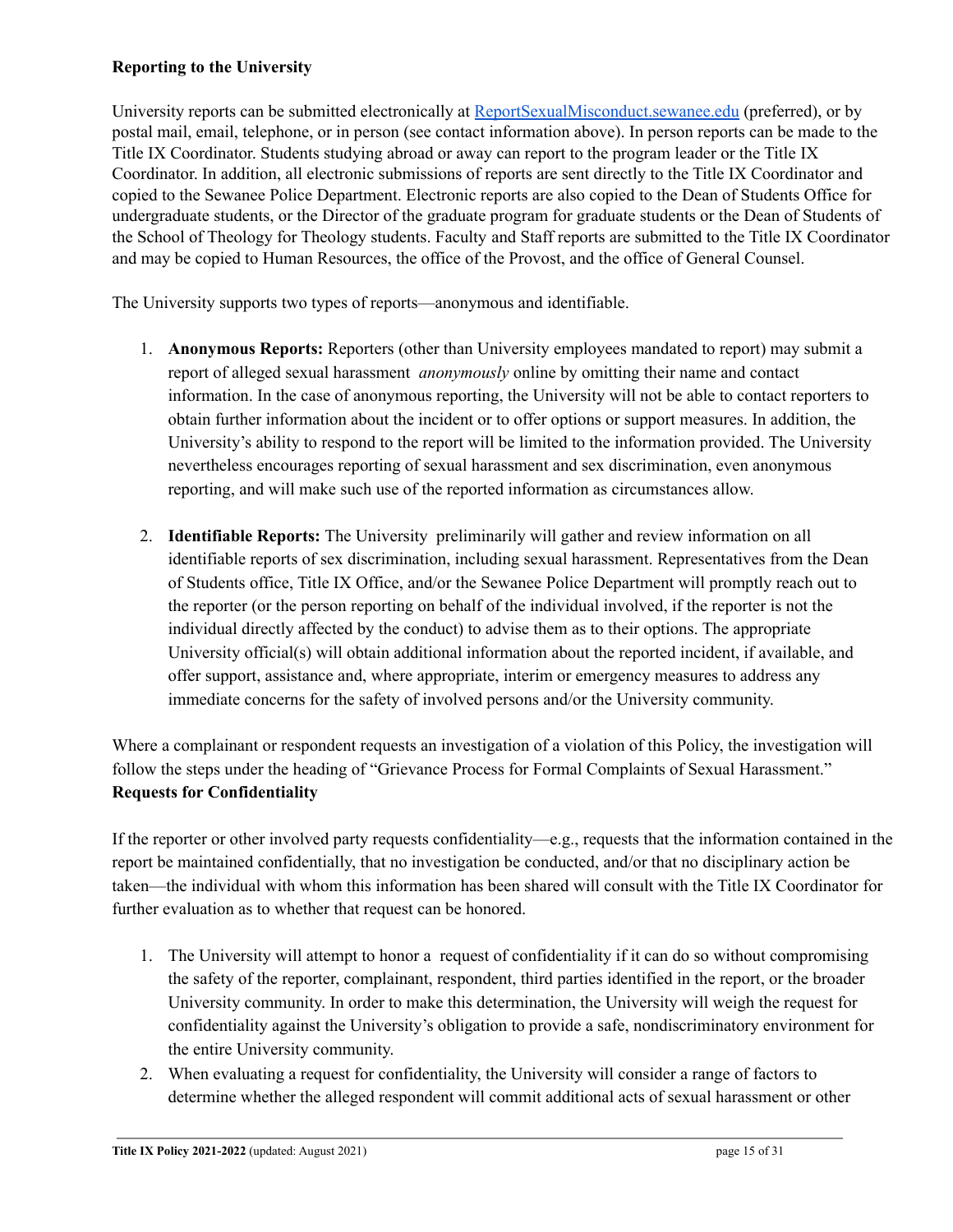**Reporting to the University**

University reports can be submitted electronically at [ReportSexualMisconduct.sewanee.edu](ReportSexualMisconduct.sewanee.edu) (preferred), or by postal mail, email, telephone, or in person (see contact information above). In person reports can be made to the Title IX Coordinator. Students studying abroad or away can report to the program leader or the Title IX Coordinator. In addition, all electronic submissions of reports are sent directly to the Title IX Coordinator and copied to the Sewanee Police Department. Electronic reports are also copied to the Dean of Students Office for undergraduate students, or the Director of the graduate program for graduate students or the Dean of Students of the School of Theology for Theology students. Faculty and Staff reports are submitted to the Title IX Coordinator and may be copied to Human Resources, the office of the Provost, and the office of General Counsel.

The University supports two types of reports—anonymous and identifiable.

1. **Anonymous Reports:** Reporters (other than University employees mandated to report) may submit a report of alleged sexual harassment *anonymously* online by omitting their name and contact information. In the case of anonymous reporting, the University will not be able to contact reporters to obtain further information about the incident or to offer options or support measures. In addition, the University's ability to respond to the report will be limited to the information provided. The University nevertheless encourages reporting of sexual harassment and sex discrimination, even anonymous reporting, and will make such use of the reported information as circumstances allow.

2. **Identifiable Reports:** The University preliminarily will gather and review information on all identifiable reports of sex discrimination, including sexual harassment. Representatives from the Dean of Students office, Title IX Office, and/or the Sewanee Police Department will promptly reach out to the reporter (or the person reporting on behalf of the individual involved, if the reporter is not the individual directly affected by the conduct) to advise them as to their options. The appropriate University official(s) will obtain additional information about the reported incident, if available, and offer support, assistance and, where appropriate, interim or emergency measures to address any immediate concerns for the safety of involved persons and/or the University community.

Where a complainant or respondent requests an investigation of a violation of this Policy, the investigation will follow the steps under the heading of "Grievance Process for Formal Complaints of Sexual Harassment."

**Requests for Confidentiality**

If the reporter or other involved party requests confidentiality—e.g., requests that the information contained in the report be maintained confidentially, that no investigation be conducted, and/or that no disciplinary action be taken—the individual with whom this information has been shared will consult with the Title IX Coordinator for further evaluation as to whether that request can be honored.

1. The University will attempt to honor a request of confidentiality if it can do so without compromising the safety of the reporter, complainant, respondent, third parties identified in the report, or the broader University community. In order to make this determination, the University will weigh the request for confidentiality against the University's obligation to provide a safe, nondiscriminatory environment for the entire University community.
2. When evaluating a request for confidentiality, the University will consider a range of factors to determine whether the alleged respondent will commit additional acts of sexual harassment or other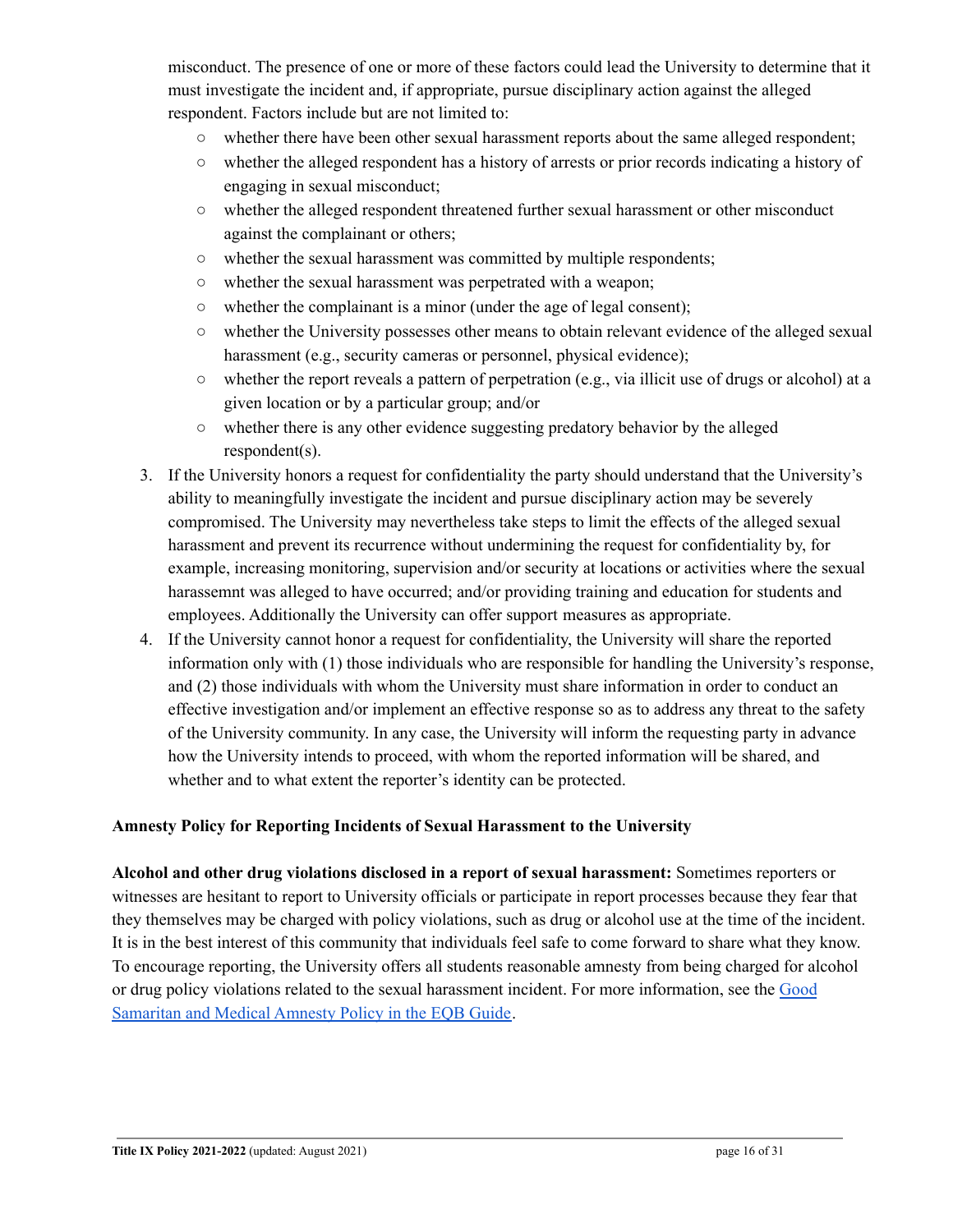misconduct. The presence of one or more of these factors could lead the University to determine that it must investigate the incident and, if appropriate, pursue disciplinary action against the alleged respondent. Factors include but are not limited to:

- whether there have been other sexual harassment reports about the same alleged respondent;
- whether the alleged respondent has a history of arrests or prior records indicating a history of engaging in sexual misconduct;
- whether the alleged respondent threatened further sexual harassment or other misconduct against the complainant or others;
- whether the sexual harassment was committed by multiple respondents;
- whether the sexual harassment was perpetrated with a weapon;
- whether the complainant is a minor (under the age of legal consent);
- whether the University possesses other means to obtain relevant evidence of the alleged sexual harassment (e.g., security cameras or personnel, physical evidence);
- whether the report reveals a pattern of perpetration (e.g., via illicit use of drugs or alcohol) at a given location or by a particular group; and/or
- whether there is any other evidence suggesting predatory behavior by the alleged respondent(s).

3. If the University honors a request for confidentiality the party should understand that the University's ability to meaningfully investigate the incident and pursue disciplinary action may be severely compromised. The University may nevertheless take steps to limit the effects of the alleged sexual harassment and prevent its recurrence without undermining the request for confidentiality by, for example, increasing monitoring, supervision and/or security at locations or activities where the sexual harassemnt was alleged to have occurred; and/or providing training and education for students and employees. Additionally the University can offer support measures as appropriate.
4. If the University cannot honor a request for confidentiality, the University will share the reported information only with (1) those individuals who are responsible for handling the University's response, and (2) those individuals with whom the University must share information in order to conduct an effective investigation and/or implement an effective response so as to address any threat to the safety of the University community. In any case, the University will inform the requesting party in advance how the University intends to proceed, with whom the reported information will be shared, and whether and to what extent the reporter's identity can be protected.

**Amnesty Policy for Reporting Incidents of Sexual Harassment to the University**

**Alcohol and other drug violations disclosed in a report of sexual harassment:** Sometimes reporters or witnesses are hesitant to report to University officials or participate in report processes because they fear that they themselves may be charged with policy violations, such as drug or alcohol use at the time of the incident. It is in the best interest of this community that individuals feel safe to come forward to share what they know. To encourage reporting, the University offers all students reasonable amnesty from being charged for alcohol or drug policy violations related to the sexual harassment incident. For more information, see the Good Samaritan and Medical Amnesty Policy in the EQB Guide.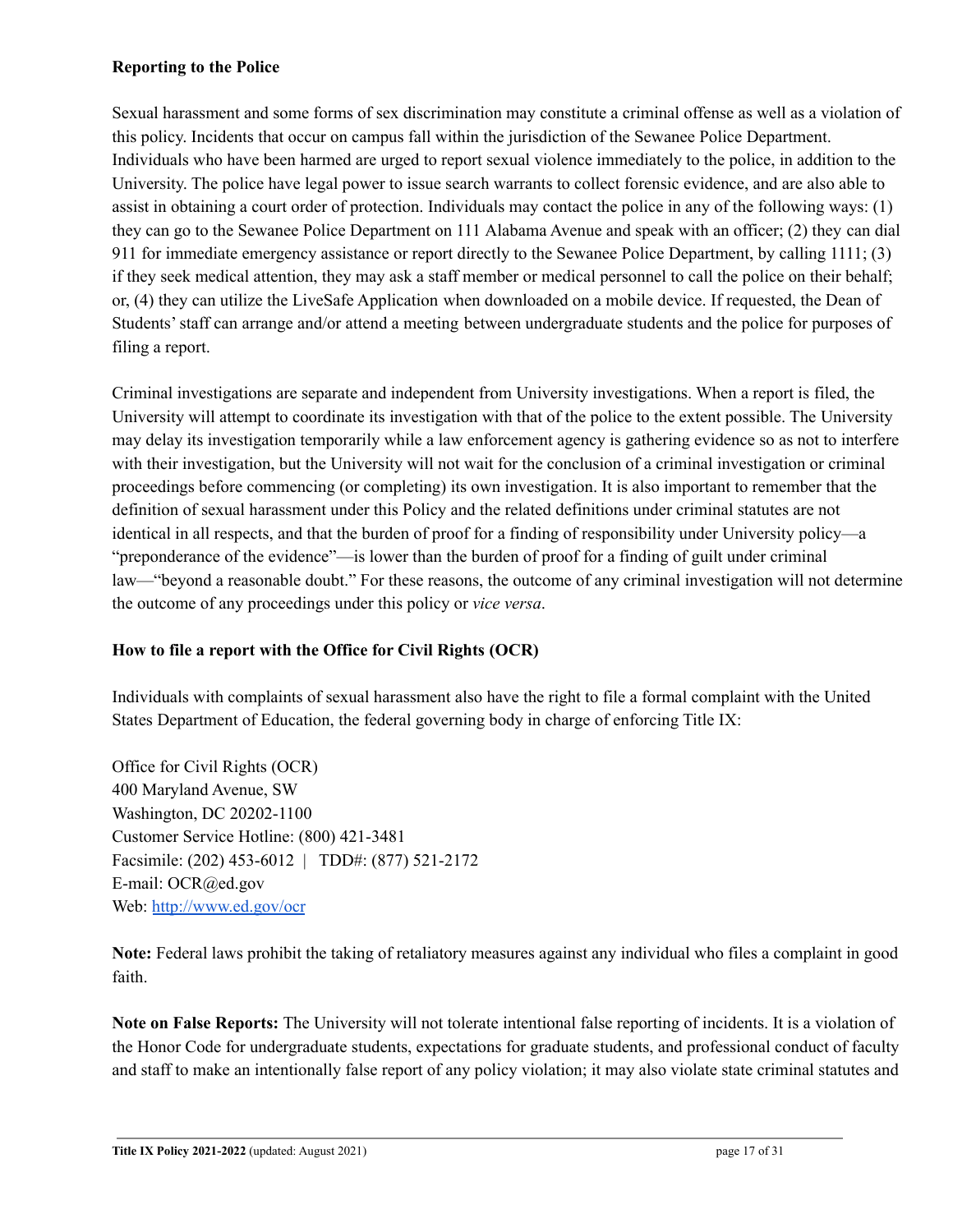**Reporting to the Police**

Sexual harassment and some forms of sex discrimination may constitute a criminal offense as well as a violation of this policy. Incidents that occur on campus fall within the jurisdiction of the Sewanee Police Department. Individuals who have been harmed are urged to report sexual violence immediately to the police, in addition to the University. The police have legal power to issue search warrants to collect forensic evidence, and are also able to assist in obtaining a court order of protection. Individuals may contact the police in any of the following ways: (1) they can go to the Sewanee Police Department on 111 Alabama Avenue and speak with an officer; (2) they can dial 911 for immediate emergency assistance or report directly to the Sewanee Police Department, by calling 1111; (3) if they seek medical attention, they may ask a staff member or medical personnel to call the police on their behalf; or, (4) they can utilize the LiveSafe Application when downloaded on a mobile device. If requested, the Dean of Students' staff can arrange and/or attend a meeting between undergraduate students and the police for purposes of filing a report.

Criminal investigations are separate and independent from University investigations. When a report is filed, the University will attempt to coordinate its investigation with that of the police to the extent possible. The University may delay its investigation temporarily while a law enforcement agency is gathering evidence so as not to interfere with their investigation, but the University will not wait for the conclusion of a criminal investigation or criminal proceedings before commencing (or completing) its own investigation. It is also important to remember that the definition of sexual harassment under this Policy and the related definitions under criminal statutes are not identical in all respects, and that the burden of proof for a finding of responsibility under University policy—a "preponderance of the evidence"—is lower than the burden of proof for a finding of guilt under criminal law—"beyond a reasonable doubt." For these reasons, the outcome of any criminal investigation will not determine the outcome of any proceedings under this policy or *vice versa*.

**How to file a report with the Office for Civil Rights (OCR)**

Individuals with complaints of sexual harassment also have the right to file a formal complaint with the United States Department of Education, the federal governing body in charge of enforcing Title IX:

Office for Civil Rights (OCR)
400 Maryland Avenue, SW
Washington, DC 20202-1100
Customer Service Hotline: (800) 421-3481
Facsimile: (202) 453-6012 | TDD#: (877) 521-2172
E-mail: OCR@ed.gov
Web: [http://www.ed.gov/ocr](http://www.ed.gov/ocr)

**Note:** Federal laws prohibit the taking of retaliatory measures against any individual who files a complaint in good faith.

**Note on False Reports:** The University will not tolerate intentional false reporting of incidents. It is a violation of the Honor Code for undergraduate students, expectations for graduate students, and professional conduct of faculty and staff to make an intentionally false report of any policy violation; it may also violate state criminal statutes and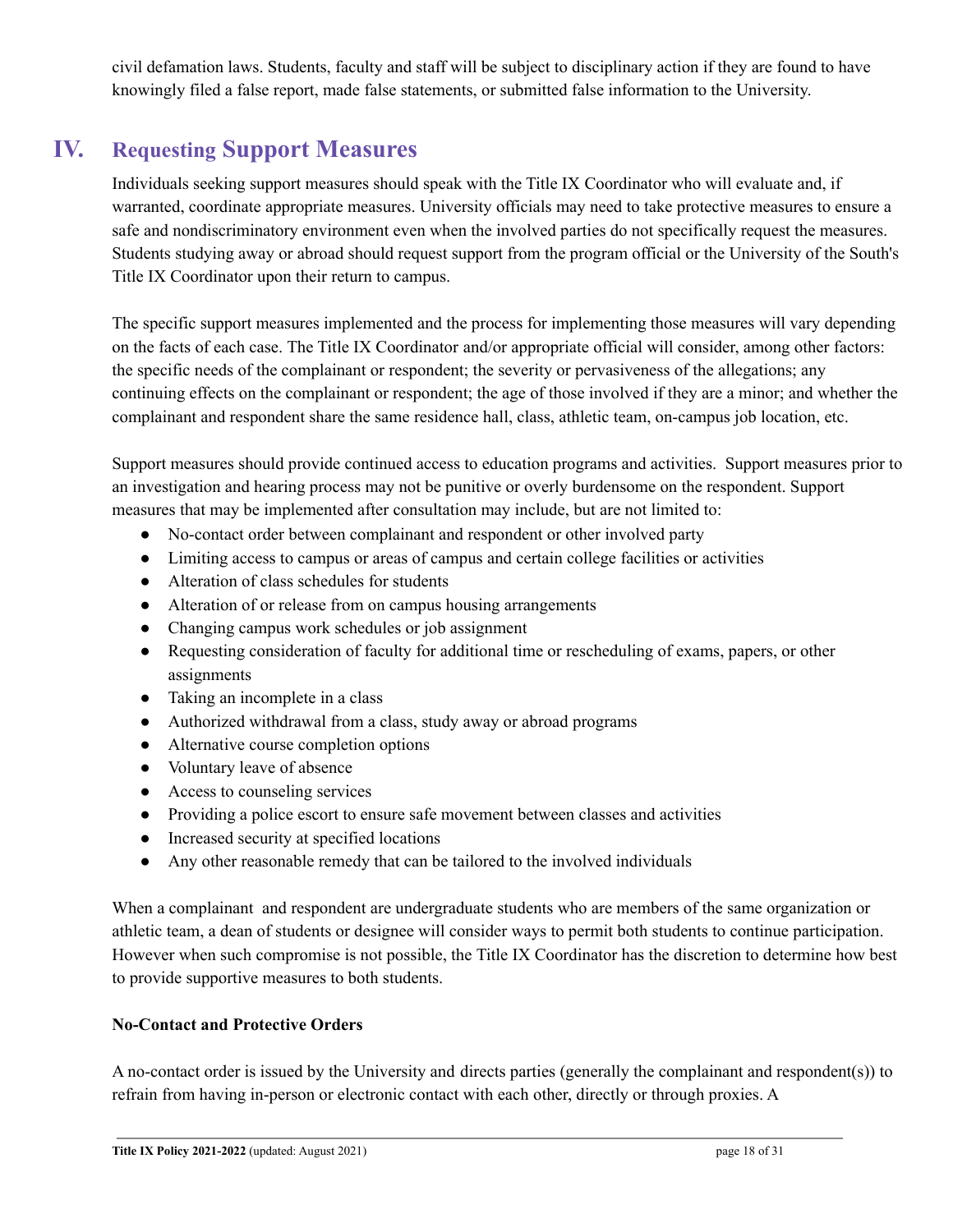civil defamation laws. Students, faculty and staff will be subject to disciplinary action if they are found to have knowingly filed a false report, made false statements, or submitted false information to the University.

## IV. Requesting Support Measures

Individuals seeking support measures should speak with the Title IX Coordinator who will evaluate and, if warranted, coordinate appropriate measures. University officials may need to take protective measures to ensure a safe and nondiscriminatory environment even when the involved parties do not specifically request the measures. Students studying away or abroad should request support from the program official or the University of the South's Title IX Coordinator upon their return to campus.

The specific support measures implemented and the process for implementing those measures will vary depending on the facts of each case. The Title IX Coordinator and/or appropriate official will consider, among other factors: the specific needs of the complainant or respondent; the severity or pervasiveness of the allegations; any continuing effects on the complainant or respondent; the age of those involved if they are a minor; and whether the complainant and respondent share the same residence hall, class, athletic team, on-campus job location, etc.

Support measures should provide continued access to education programs and activities. Support measures prior to an investigation and hearing process may not be punitive or overly burdensome on the respondent. Support measures that may be implemented after consultation may include, but are not limited to:

- No-contact order between complainant and respondent or other involved party
- Limiting access to campus or areas of campus and certain college facilities or activities
- Alteration of class schedules for students
- Alteration of or release from on campus housing arrangements
- Changing campus work schedules or job assignment
- Requesting consideration of faculty for additional time or rescheduling of exams, papers, or other assignments
- Taking an incomplete in a class
- Authorized withdrawal from a class, study away or abroad programs
- Alternative course completion options
- Voluntary leave of absence
- Access to counseling services
- Providing a police escort to ensure safe movement between classes and activities
- Increased security at specified locations
- Any other reasonable remedy that can be tailored to the involved individuals

When a complainant and respondent are undergraduate students who are members of the same organization or athletic team, a dean of students or designee will consider ways to permit both students to continue participation. However when such compromise is not possible, the Title IX Coordinator has the discretion to determine how best to provide supportive measures to both students.

**No-Contact and Protective Orders**

A no-contact order is issued by the University and directs parties (generally the complainant and respondent(s)) to refrain from having in-person or electronic contact with each other, directly or through proxies. A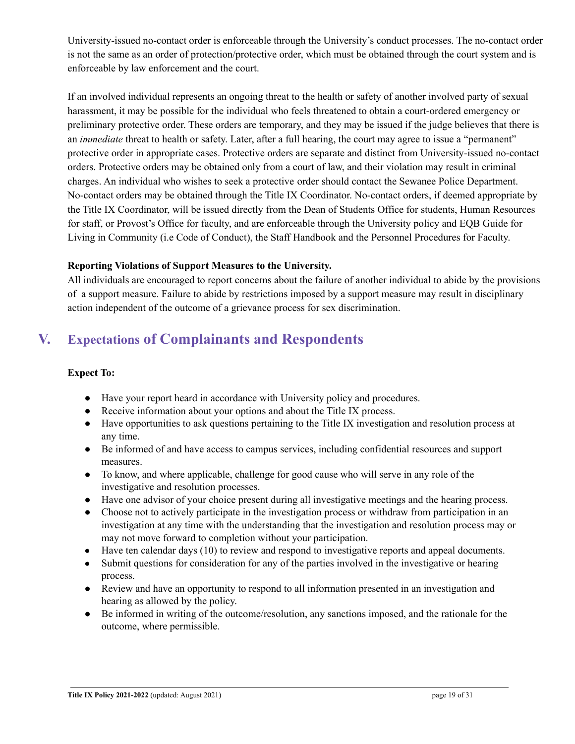University-issued no-contact order is enforceable through the University's conduct processes. The no-contact order is not the same as an order of protection/protective order, which must be obtained through the court system and is enforceable by law enforcement and the court.

If an involved individual represents an ongoing threat to the health or safety of another involved party of sexual harassment, it may be possible for the individual who feels threatened to obtain a court-ordered emergency or preliminary protective order. These orders are temporary, and they may be issued if the judge believes that there is an *immediate* threat to health or safety. Later, after a full hearing, the court may agree to issue a "permanent" protective order in appropriate cases. Protective orders are separate and distinct from University-issued no-contact orders. Protective orders may be obtained only from a court of law, and their violation may result in criminal charges. An individual who wishes to seek a protective order should contact the Sewanee Police Department. No-contact orders may be obtained through the Title IX Coordinator. No-contact orders, if deemed appropriate by the Title IX Coordinator, will be issued directly from the Dean of Students Office for students, Human Resources for staff, or Provost's Office for faculty, and are enforceable through the University policy and EQB Guide for Living in Community (i.e Code of Conduct), the Staff Handbook and the Personnel Procedures for Faculty.

**Reporting Violations of Support Measures to the University.**
All individuals are encouraged to report concerns about the failure of another individual to abide by the provisions of a support measure. Failure to abide by restrictions imposed by a support measure may result in disciplinary action independent of the outcome of a grievance process for sex discrimination.

## V. Expectations of Complainants and Respondents

**Expect To:**

- Have your report heard in accordance with University policy and procedures.
- Receive information about your options and about the Title IX process.
- Have opportunities to ask questions pertaining to the Title IX investigation and resolution process at any time.
- Be informed of and have access to campus services, including confidential resources and support measures.
- To know, and where applicable, challenge for good cause who will serve in any role of the investigative and resolution processes.
- Have one advisor of your choice present during all investigative meetings and the hearing process.
- Choose not to actively participate in the investigation process or withdraw from participation in an investigation at any time with the understanding that the investigation and resolution process may or may not move forward to completion without your participation.
- Have ten calendar days (10) to review and respond to investigative reports and appeal documents.
- Submit questions for consideration for any of the parties involved in the investigative or hearing process.
- Review and have an opportunity to respond to all information presented in an investigation and hearing as allowed by the policy.
- Be informed in writing of the outcome/resolution, any sanctions imposed, and the rationale for the outcome, where permissible.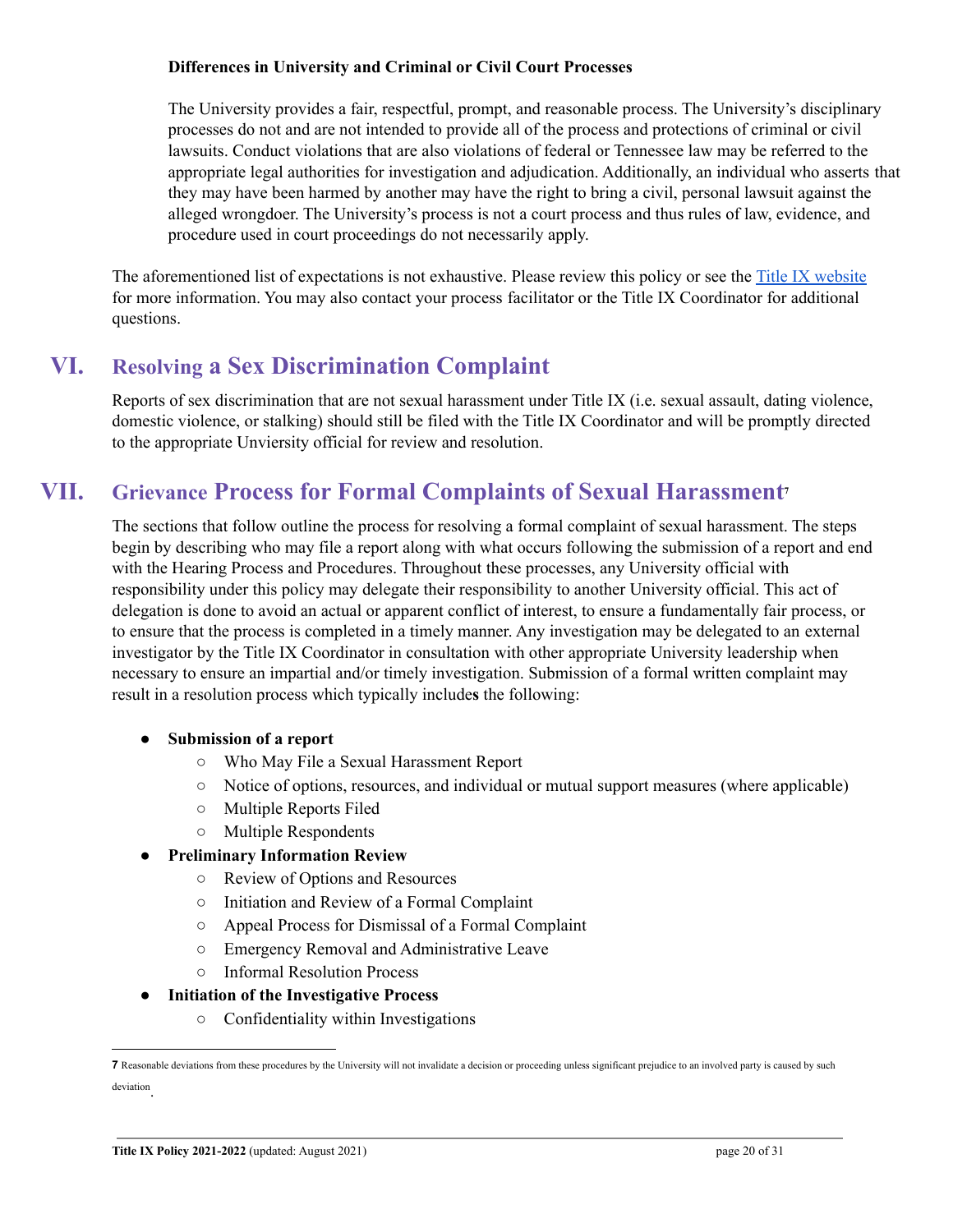**Differences in University and Criminal or Civil Court Processes**

The University provides a fair, respectful, prompt, and reasonable process. The University's disciplinary processes do not and are not intended to provide all of the process and protections of criminal or civil lawsuits. Conduct violations that are also violations of federal or Tennessee law may be referred to the appropriate legal authorities for investigation and adjudication. Additionally, an individual who asserts that they may have been harmed by another may have the right to bring a civil, personal lawsuit against the alleged wrongdoer. The University's process is not a court process and thus rules of law, evidence, and procedure used in court proceedings do not necessarily apply.

The aforementioned list of expectations is not exhaustive. Please review this policy or see the [Title IX website]() for more information. You may also contact your process facilitator or the Title IX Coordinator for additional questions.

## VI. Resolving a Sex Discrimination Complaint

Reports of sex discrimination that are not sexual harassment under Title IX (i.e. sexual assault, dating violence, domestic violence, or stalking) should still be filed with the Title IX Coordinator and will be promptly directed to the appropriate Unviersity official for review and resolution.

## VII. Grievance Process for Formal Complaints of Sexual Harassment[7]

The sections that follow outline the process for resolving a formal complaint of sexual harassment. The steps begin by describing who may file a report along with what occurs following the submission of a report and end with the Hearing Process and Procedures. Throughout these processes, any University official with responsibility under this policy may delegate their responsibility to another University official. This act of delegation is done to avoid an actual or apparent conflict of interest, to ensure a fundamentally fair process, or to ensure that the process is completed in a timely manner. Any investigation may be delegated to an external investigator by the Title IX Coordinator in consultation with other appropriate University leadership when necessary to ensure an impartial and/or timely investigation. Submission of a formal written complaint may result in a resolution process which typically includes the following:

- **Submission of a report**
  - Who May File a Sexual Harassment Report
  - Notice of options, resources, and individual or mutual support measures (where applicable)
  - Multiple Reports Filed
  - Multiple Respondents
- **Preliminary Information Review**
  - Review of Options and Resources
  - Initiation and Review of a Formal Complaint
  - Appeal Process for Dismissal of a Formal Complaint
  - Emergency Removal and Administrative Leave
  - Informal Resolution Process
- **Initiation of the Investigative Process**
  - Confidentiality within Investigations

---

[7] Reasonable deviations from these procedures by the University will not invalidate a decision or proceeding unless significant prejudice to an involved party is caused by such deviation.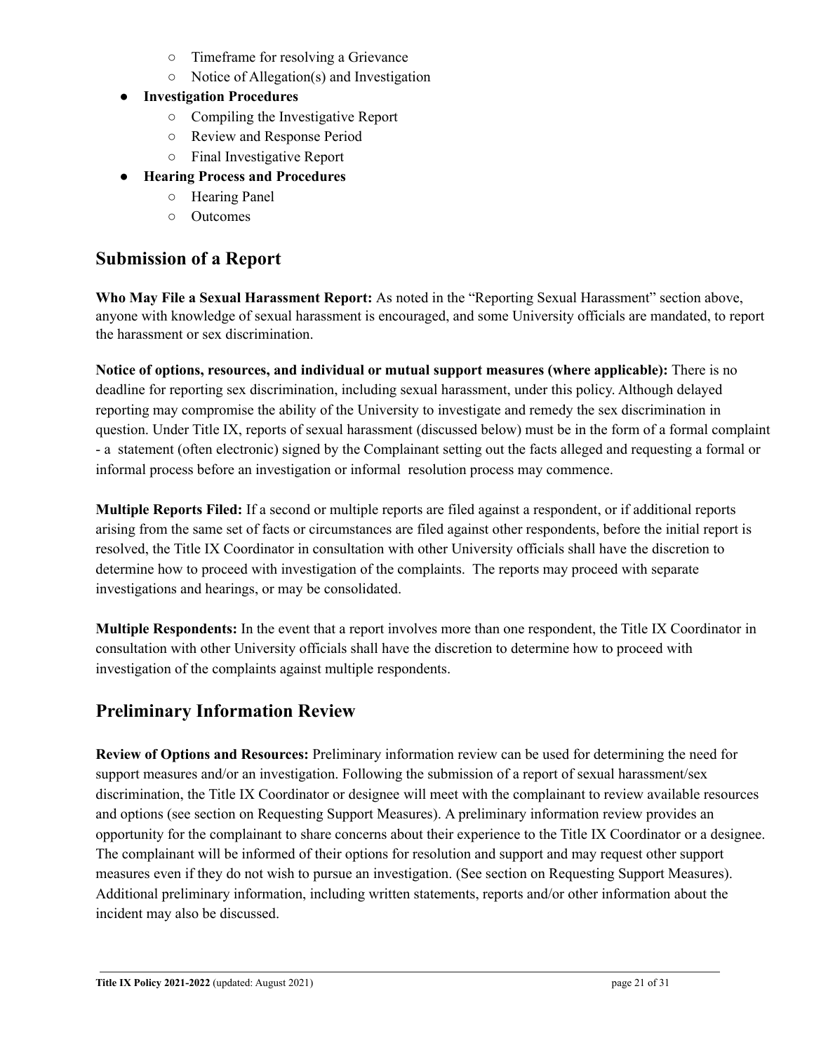- Timeframe for resolving a Grievance
    - Notice of Allegation(s) and Investigation
- **Investigation Procedures**
    - Compiling the Investigative Report
    - Review and Response Period
    - Final Investigative Report
- **Hearing Process and Procedures**
    - Hearing Panel
    - Outcomes

## Submission of a Report

**Who May File a Sexual Harassment Report:** As noted in the "Reporting Sexual Harassment" section above, anyone with knowledge of sexual harassment is encouraged, and some University officials are mandated, to report the harassment or sex discrimination.

**Notice of options, resources, and individual or mutual support measures (where applicable):** There is no deadline for reporting sex discrimination, including sexual harassment, under this policy. Although delayed reporting may compromise the ability of the University to investigate and remedy the sex discrimination in question. Under Title IX, reports of sexual harassment (discussed below) must be in the form of a formal complaint - a statement (often electronic) signed by the Complainant setting out the facts alleged and requesting a formal or informal process before an investigation or informal resolution process may commence.

**Multiple Reports Filed:** If a second or multiple reports are filed against a respondent, or if additional reports arising from the same set of facts or circumstances are filed against other respondents, before the initial report is resolved, the Title IX Coordinator in consultation with other University officials shall have the discretion to determine how to proceed with investigation of the complaints. The reports may proceed with separate investigations and hearings, or may be consolidated.

**Multiple Respondents:** In the event that a report involves more than one respondent, the Title IX Coordinator in consultation with other University officials shall have the discretion to determine how to proceed with investigation of the complaints against multiple respondents.

## Preliminary Information Review

**Review of Options and Resources:** Preliminary information review can be used for determining the need for support measures and/or an investigation. Following the submission of a report of sexual harassment/sex discrimination, the Title IX Coordinator or designee will meet with the complainant to review available resources and options (see section on Requesting Support Measures). A preliminary information review provides an opportunity for the complainant to share concerns about their experience to the Title IX Coordinator or a designee. The complainant will be informed of their options for resolution and support and may request other support measures even if they do not wish to pursue an investigation. (See section on Requesting Support Measures). Additional preliminary information, including written statements, reports and/or other information about the incident may also be discussed.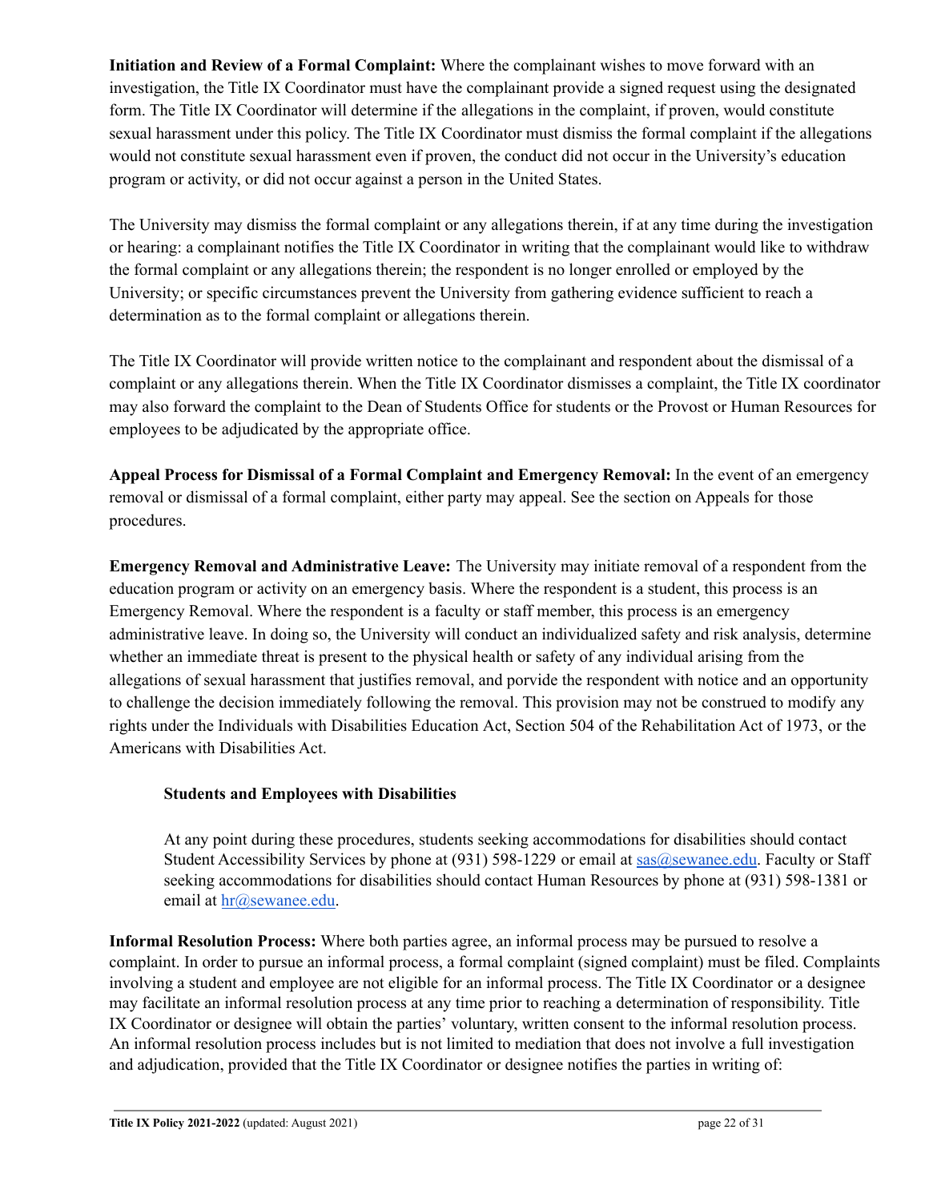**Initiation and Review of a Formal Complaint:** Where the complainant wishes to move forward with an investigation, the Title IX Coordinator must have the complainant provide a signed request using the designated form. The Title IX Coordinator will determine if the allegations in the complaint, if proven, would constitute sexual harassment under this policy. The Title IX Coordinator must dismiss the formal complaint if the allegations would not constitute sexual harassment even if proven, the conduct did not occur in the University's education program or activity, or did not occur against a person in the United States.

The University may dismiss the formal complaint or any allegations therein, if at any time during the investigation or hearing: a complainant notifies the Title IX Coordinator in writing that the complainant would like to withdraw the formal complaint or any allegations therein; the respondent is no longer enrolled or employed by the University; or specific circumstances prevent the University from gathering evidence sufficient to reach a determination as to the formal complaint or allegations therein.

The Title IX Coordinator will provide written notice to the complainant and respondent about the dismissal of a complaint or any allegations therein. When the Title IX Coordinator dismisses a complaint, the Title IX coordinator may also forward the complaint to the Dean of Students Office for students or the Provost or Human Resources for employees to be adjudicated by the appropriate office.

**Appeal Process for Dismissal of a Formal Complaint and Emergency Removal:** In the event of an emergency removal or dismissal of a formal complaint, either party may appeal. See the section on Appeals for those procedures.

**Emergency Removal and Administrative Leave:** The University may initiate removal of a respondent from the education program or activity on an emergency basis. Where the respondent is a student, this process is an Emergency Removal. Where the respondent is a faculty or staff member, this process is an emergency administrative leave. In doing so, the University will conduct an individualized safety and risk analysis, determine whether an immediate threat is present to the physical health or safety of any individual arising from the allegations of sexual harassment that justifies removal, and porvide the respondent with notice and an opportunity to challenge the decision immediately following the removal. This provision may not be construed to modify any rights under the Individuals with Disabilities Education Act, Section 504 of the Rehabilitation Act of 1973, or the Americans with Disabilities Act.

**Students and Employees with Disabilities**

At any point during these procedures, students seeking accommodations for disabilities should contact Student Accessibility Services by phone at (931) 598-1229 or email at sas@sewanee.edu. Faculty or Staff seeking accommodations for disabilities should contact Human Resources by phone at (931) 598-1381 or email at hr@sewanee.edu.

**Informal Resolution Process:** Where both parties agree, an informal process may be pursued to resolve a complaint. In order to pursue an informal process, a formal complaint (signed complaint) must be filed. Complaints involving a student and employee are not eligible for an informal process. The Title IX Coordinator or a designee may facilitate an informal resolution process at any time prior to reaching a determination of responsibility. Title IX Coordinator or designee will obtain the parties' voluntary, written consent to the informal resolution process. An informal resolution process includes but is not limited to mediation that does not involve a full investigation and adjudication, provided that the Title IX Coordinator or designee notifies the parties in writing of: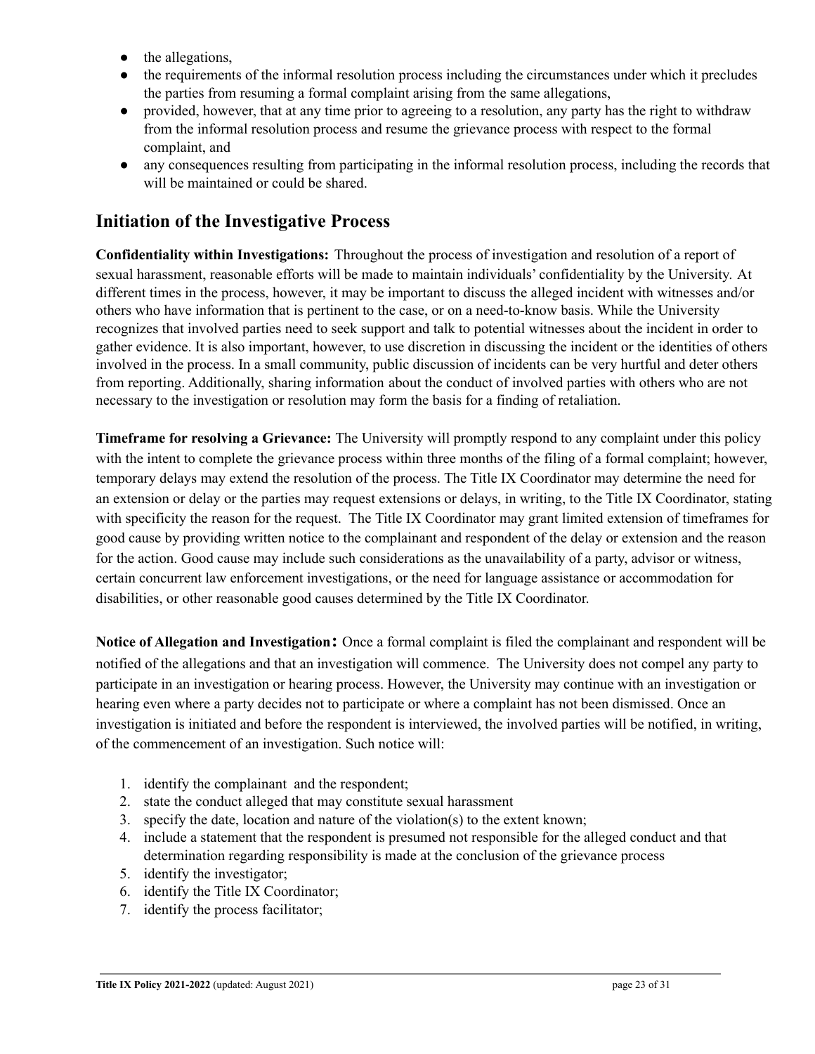- the allegations,
- the requirements of the informal resolution process including the circumstances under which it precludes the parties from resuming a formal complaint arising from the same allegations,
- provided, however, that at any time prior to agreeing to a resolution, any party has the right to withdraw from the informal resolution process and resume the grievance process with respect to the formal complaint, and
- any consequences resulting from participating in the informal resolution process, including the records that will be maintained or could be shared.

## Initiation of the Investigative Process

**Confidentiality within Investigations:** Throughout the process of investigation and resolution of a report of sexual harassment, reasonable efforts will be made to maintain individuals' confidentiality by the University. At different times in the process, however, it may be important to discuss the alleged incident with witnesses and/or others who have information that is pertinent to the case, or on a need-to-know basis. While the University recognizes that involved parties need to seek support and talk to potential witnesses about the incident in order to gather evidence. It is also important, however, to use discretion in discussing the incident or the identities of others involved in the process. In a small community, public discussion of incidents can be very hurtful and deter others from reporting. Additionally, sharing information about the conduct of involved parties with others who are not necessary to the investigation or resolution may form the basis for a finding of retaliation.

**Timeframe for resolving a Grievance:** The University will promptly respond to any complaint under this policy with the intent to complete the grievance process within three months of the filing of a formal complaint; however, temporary delays may extend the resolution of the process. The Title IX Coordinator may determine the need for an extension or delay or the parties may request extensions or delays, in writing, to the Title IX Coordinator, stating with specificity the reason for the request. The Title IX Coordinator may grant limited extension of timeframes for good cause by providing written notice to the complainant and respondent of the delay or extension and the reason for the action. Good cause may include such considerations as the unavailability of a party, advisor or witness, certain concurrent law enforcement investigations, or the need for language assistance or accommodation for disabilities, or other reasonable good causes determined by the Title IX Coordinator.

**Notice of Allegation and Investigation:** Once a formal complaint is filed the complainant and respondent will be notified of the allegations and that an investigation will commence. The University does not compel any party to participate in an investigation or hearing process. However, the University may continue with an investigation or hearing even where a party decides not to participate or where a complaint has not been dismissed. Once an investigation is initiated and before the respondent is interviewed, the involved parties will be notified, in writing, of the commencement of an investigation. Such notice will:

1. identify the complainant and the respondent;
2. state the conduct alleged that may constitute sexual harassment
3. specify the date, location and nature of the violation(s) to the extent known;
4. include a statement that the respondent is presumed not responsible for the alleged conduct and that determination regarding responsibility is made at the conclusion of the grievance process
5. identify the investigator;
6. identify the Title IX Coordinator;
7. identify the process facilitator;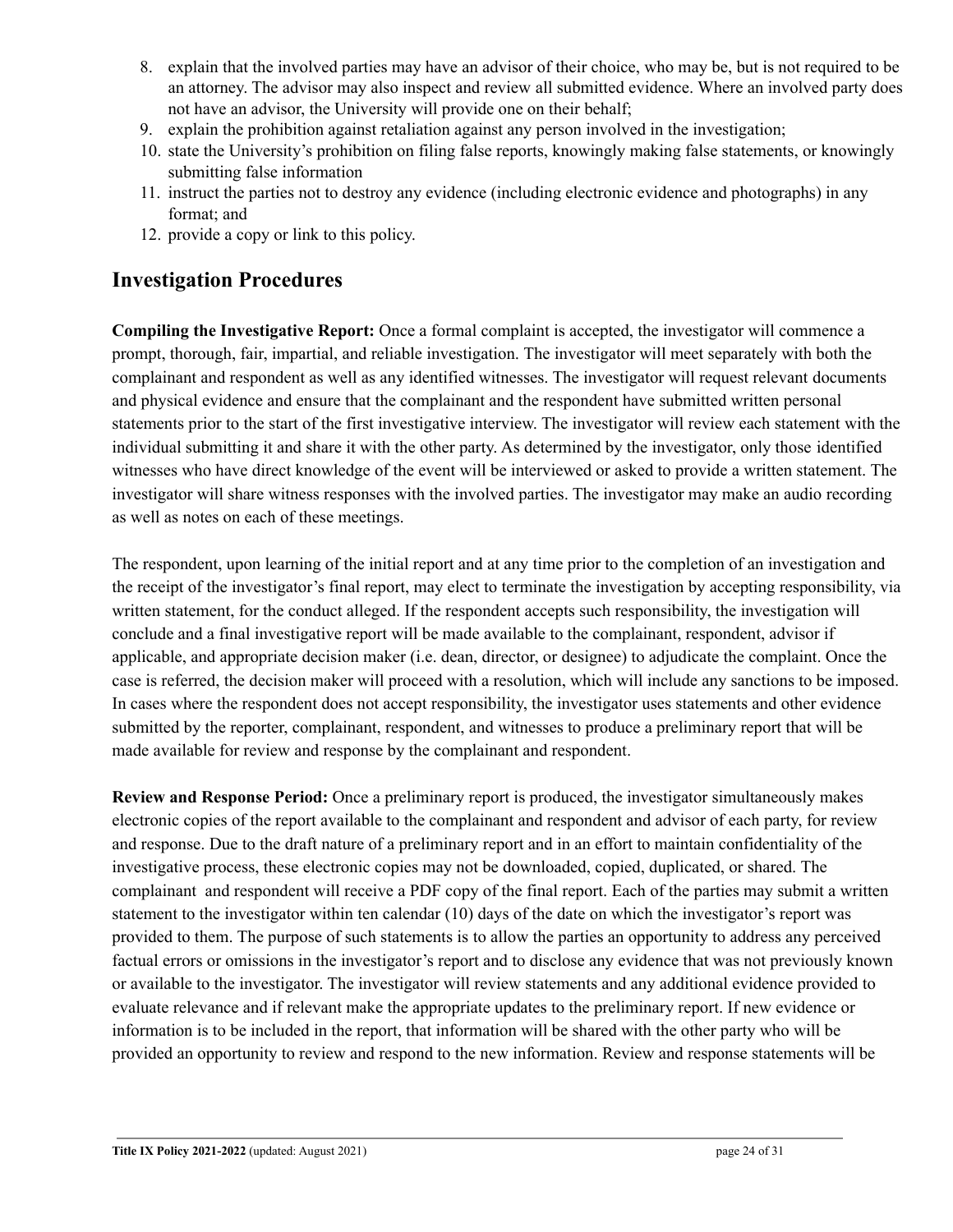8. explain that the involved parties may have an advisor of their choice, who may be, but is not required to be an attorney. The advisor may also inspect and review all submitted evidence. Where an involved party does not have an advisor, the University will provide one on their behalf;
9. explain the prohibition against retaliation against any person involved in the investigation;
10. state the University's prohibition on filing false reports, knowingly making false statements, or knowingly submitting false information
11. instruct the parties not to destroy any evidence (including electronic evidence and photographs) in any format; and
12. provide a copy or link to this policy.

## Investigation Procedures

**Compiling the Investigative Report:** Once a formal complaint is accepted, the investigator will commence a prompt, thorough, fair, impartial, and reliable investigation. The investigator will meet separately with both the complainant and respondent as well as any identified witnesses. The investigator will request relevant documents and physical evidence and ensure that the complainant and the respondent have submitted written personal statements prior to the start of the first investigative interview. The investigator will review each statement with the individual submitting it and share it with the other party. As determined by the investigator, only those identified witnesses who have direct knowledge of the event will be interviewed or asked to provide a written statement. The investigator will share witness responses with the involved parties. The investigator may make an audio recording as well as notes on each of these meetings.

The respondent, upon learning of the initial report and at any time prior to the completion of an investigation and the receipt of the investigator's final report, may elect to terminate the investigation by accepting responsibility, via written statement, for the conduct alleged. If the respondent accepts such responsibility, the investigation will conclude and a final investigative report will be made available to the complainant, respondent, advisor if applicable, and appropriate decision maker (i.e. dean, director, or designee) to adjudicate the complaint. Once the case is referred, the decision maker will proceed with a resolution, which will include any sanctions to be imposed. In cases where the respondent does not accept responsibility, the investigator uses statements and other evidence submitted by the reporter, complainant, respondent, and witnesses to produce a preliminary report that will be made available for review and response by the complainant and respondent.

**Review and Response Period:** Once a preliminary report is produced, the investigator simultaneously makes electronic copies of the report available to the complainant and respondent and advisor of each party, for review and response. Due to the draft nature of a preliminary report and in an effort to maintain confidentiality of the investigative process, these electronic copies may not be downloaded, copied, duplicated, or shared. The complainant and respondent will receive a PDF copy of the final report. Each of the parties may submit a written statement to the investigator within ten calendar (10) days of the date on which the investigator's report was provided to them. The purpose of such statements is to allow the parties an opportunity to address any perceived factual errors or omissions in the investigator's report and to disclose any evidence that was not previously known or available to the investigator. The investigator will review statements and any additional evidence provided to evaluate relevance and if relevant make the appropriate updates to the preliminary report. If new evidence or information is to be included in the report, that information will be shared with the other party who will be provided an opportunity to review and respond to the new information. Review and response statements will be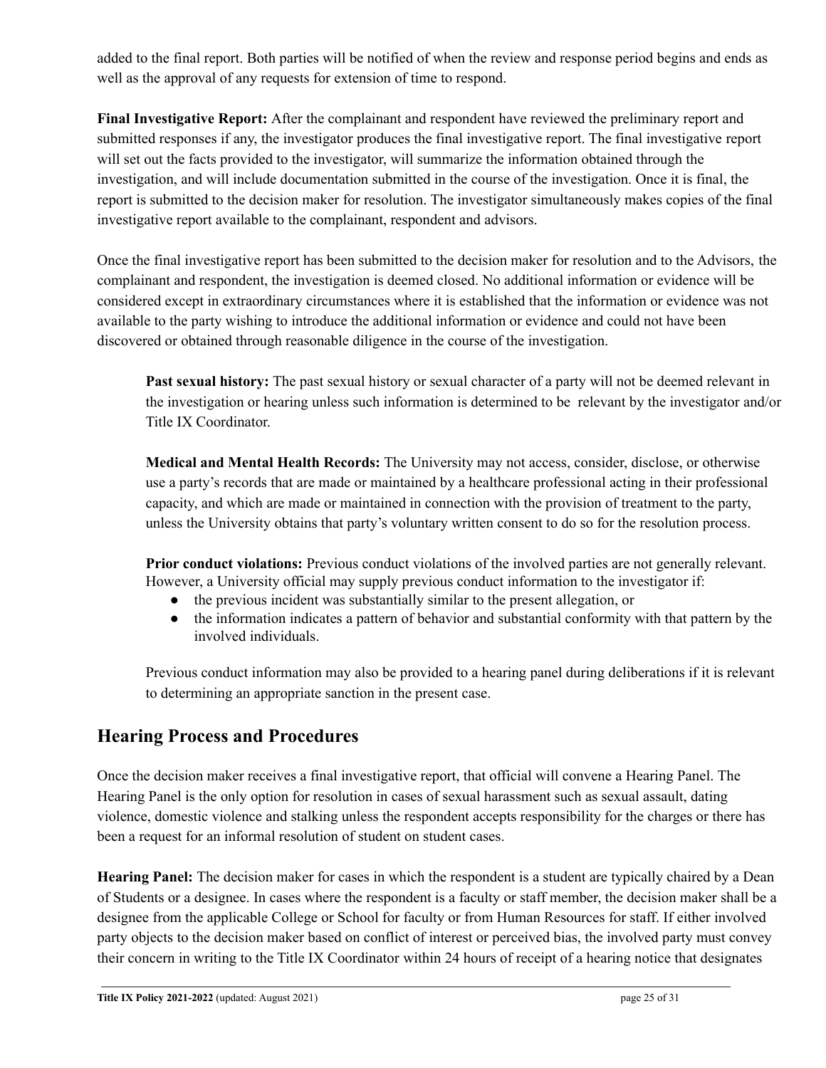added to the final report. Both parties will be notified of when the review and response period begins and ends as well as the approval of any requests for extension of time to respond.

**Final Investigative Report:** After the complainant and respondent have reviewed the preliminary report and submitted responses if any, the investigator produces the final investigative report. The final investigative report will set out the facts provided to the investigator, will summarize the information obtained through the investigation, and will include documentation submitted in the course of the investigation. Once it is final, the report is submitted to the decision maker for resolution. The investigator simultaneously makes copies of the final investigative report available to the complainant, respondent and advisors.

Once the final investigative report has been submitted to the decision maker for resolution and to the Advisors, the complainant and respondent, the investigation is deemed closed. No additional information or evidence will be considered except in extraordinary circumstances where it is established that the information or evidence was not available to the party wishing to introduce the additional information or evidence and could not have been discovered or obtained through reasonable diligence in the course of the investigation.

> **Past sexual history:** The past sexual history or sexual character of a party will not be deemed relevant in the investigation or hearing unless such information is determined to be relevant by the investigator and/or Title IX Coordinator.
>
> **Medical and Mental Health Records:** The University may not access, consider, disclose, or otherwise use a party's records that are made or maintained by a healthcare professional acting in their professional capacity, and which are made or maintained in connection with the provision of treatment to the party, unless the University obtains that party's voluntary written consent to do so for the resolution process.
>
> **Prior conduct violations:** Previous conduct violations of the involved parties are not generally relevant. However, a University official may supply previous conduct information to the investigator if:
>
> - the previous incident was substantially similar to the present allegation, or
> - the information indicates a pattern of behavior and substantial conformity with that pattern by the involved individuals.
>
> Previous conduct information may also be provided to a hearing panel during deliberations if it is relevant to determining an appropriate sanction in the present case.

## Hearing Process and Procedures

Once the decision maker receives a final investigative report, that official will convene a Hearing Panel. The Hearing Panel is the only option for resolution in cases of sexual harassment such as sexual assault, dating violence, domestic violence and stalking unless the respondent accepts responsibility for the charges or there has been a request for an informal resolution of student on student cases.

**Hearing Panel:** The decision maker for cases in which the respondent is a student are typically chaired by a Dean of Students or a designee. In cases where the respondent is a faculty or staff member, the decision maker shall be a designee from the applicable College or School for faculty or from Human Resources for staff. If either involved party objects to the decision maker based on conflict of interest or perceived bias, the involved party must convey their concern in writing to the Title IX Coordinator within 24 hours of receipt of a hearing notice that designates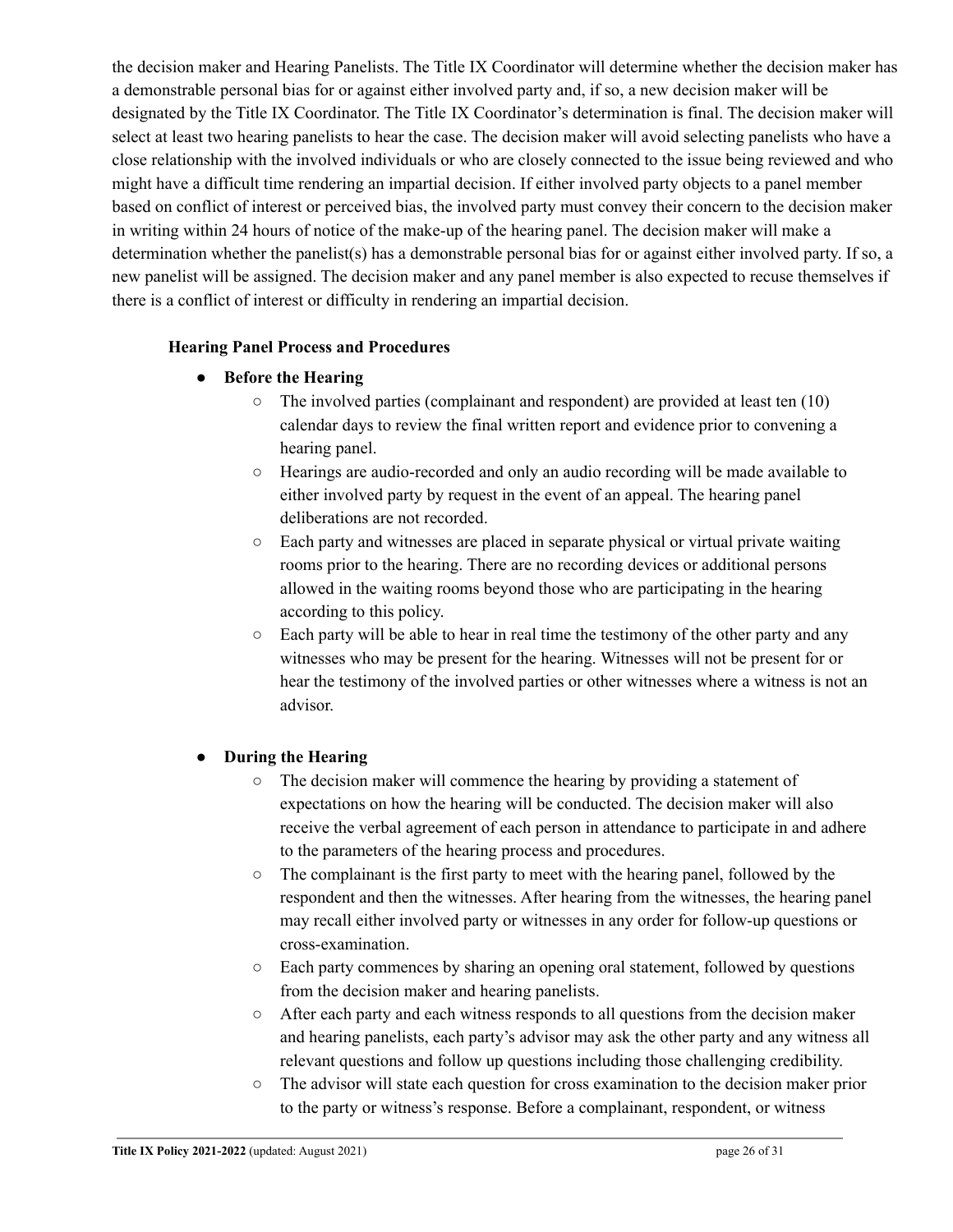the decision maker and Hearing Panelists. The Title IX Coordinator will determine whether the decision maker has a demonstrable personal bias for or against either involved party and, if so, a new decision maker will be designated by the Title IX Coordinator. The Title IX Coordinator's determination is final. The decision maker will select at least two hearing panelists to hear the case. The decision maker will avoid selecting panelists who have a close relationship with the involved individuals or who are closely connected to the issue being reviewed and who might have a difficult time rendering an impartial decision. If either involved party objects to a panel member based on conflict of interest or perceived bias, the involved party must convey their concern to the decision maker in writing within 24 hours of notice of the make-up of the hearing panel. The decision maker will make a determination whether the panelist(s) has a demonstrable personal bias for or against either involved party. If so, a new panelist will be assigned. The decision maker and any panel member is also expected to recuse themselves if there is a conflict of interest or difficulty in rendering an impartial decision.

**Hearing Panel Process and Procedures**

- **Before the Hearing**
  - The involved parties (complainant and respondent) are provided at least ten (10) calendar days to review the final written report and evidence prior to convening a hearing panel.
  - Hearings are audio-recorded and only an audio recording will be made available to either involved party by request in the event of an appeal. The hearing panel deliberations are not recorded.
  - Each party and witnesses are placed in separate physical or virtual private waiting rooms prior to the hearing. There are no recording devices or additional persons allowed in the waiting rooms beyond those who are participating in the hearing according to this policy.
  - Each party will be able to hear in real time the testimony of the other party and any witnesses who may be present for the hearing. Witnesses will not be present for or hear the testimony of the involved parties or other witnesses where a witness is not an advisor.

- **During the Hearing**
  - The decision maker will commence the hearing by providing a statement of expectations on how the hearing will be conducted. The decision maker will also receive the verbal agreement of each person in attendance to participate in and adhere to the parameters of the hearing process and procedures.
  - The complainant is the first party to meet with the hearing panel, followed by the respondent and then the witnesses. After hearing from the witnesses, the hearing panel may recall either involved party or witnesses in any order for follow-up questions or cross-examination.
  - Each party commences by sharing an opening oral statement, followed by questions from the decision maker and hearing panelists.
  - After each party and each witness responds to all questions from the decision maker and hearing panelists, each party's advisor may ask the other party and any witness all relevant questions and follow up questions including those challenging credibility.
  - The advisor will state each question for cross examination to the decision maker prior to the party or witness's response. Before a complainant, respondent, or witness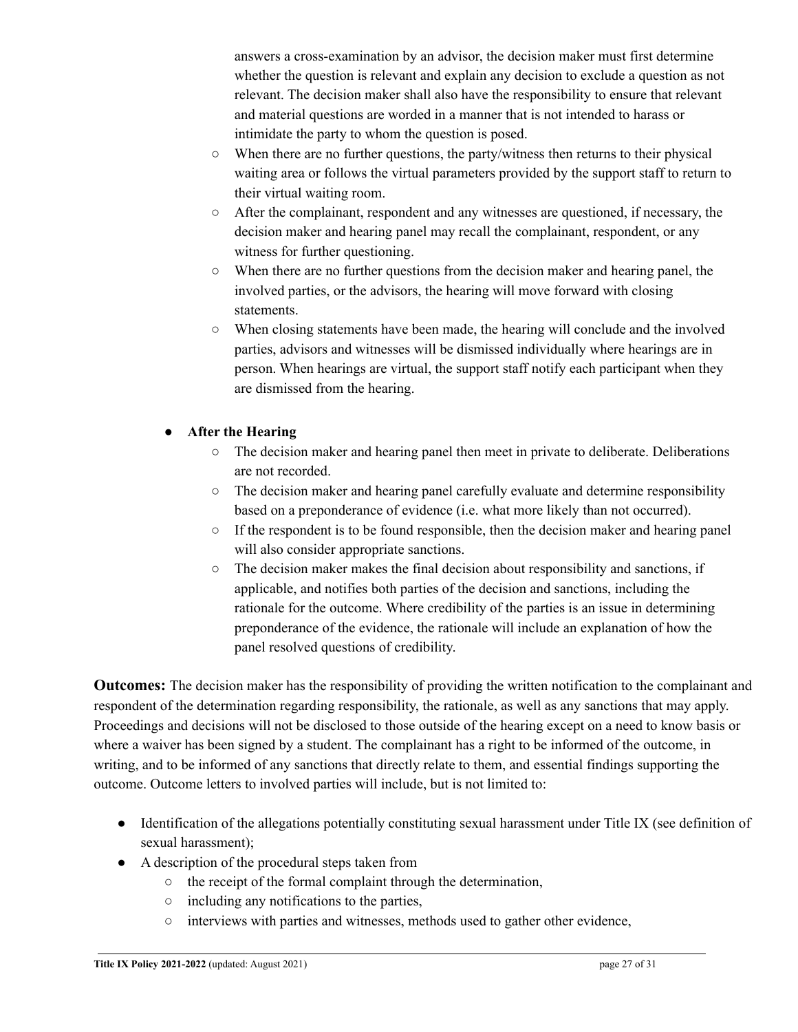answers a cross-examination by an advisor, the decision maker must first determine whether the question is relevant and explain any decision to exclude a question as not relevant. The decision maker shall also have the responsibility to ensure that relevant and material questions are worded in a manner that is not intended to harass or intimidate the party to whom the question is posed.

    - When there are no further questions, the party/witness then returns to their physical waiting area or follows the virtual parameters provided by the support staff to return to their virtual waiting room.
    - After the complainant, respondent and any witnesses are questioned, if necessary, the decision maker and hearing panel may recall the complainant, respondent, or any witness for further questioning.
    - When there are no further questions from the decision maker and hearing panel, the involved parties, or the advisors, the hearing will move forward with closing statements.
    - When closing statements have been made, the hearing will conclude and the involved parties, advisors and witnesses will be dismissed individually where hearings are in person. When hearings are virtual, the support staff notify each participant when they are dismissed from the hearing.

- **After the Hearing**
    - The decision maker and hearing panel then meet in private to deliberate. Deliberations are not recorded.
    - The decision maker and hearing panel carefully evaluate and determine responsibility based on a preponderance of evidence (i.e. what more likely than not occurred).
    - If the respondent is to be found responsible, then the decision maker and hearing panel will also consider appropriate sanctions.
    - The decision maker makes the final decision about responsibility and sanctions, if applicable, and notifies both parties of the decision and sanctions, including the rationale for the outcome. Where credibility of the parties is an issue in determining preponderance of the evidence, the rationale will include an explanation of how the panel resolved questions of credibility.

**Outcomes:** The decision maker has the responsibility of providing the written notification to the complainant and respondent of the determination regarding responsibility, the rationale, as well as any sanctions that may apply. Proceedings and decisions will not be disclosed to those outside of the hearing except on a need to know basis or where a waiver has been signed by a student. The complainant has a right to be informed of the outcome, in writing, and to be informed of any sanctions that directly relate to them, and essential findings supporting the outcome. Outcome letters to involved parties will include, but is not limited to:

- Identification of the allegations potentially constituting sexual harassment under Title IX (see definition of sexual harassment);
- A description of the procedural steps taken from
    - the receipt of the formal complaint through the determination,
    - including any notifications to the parties,
    - interviews with parties and witnesses, methods used to gather other evidence,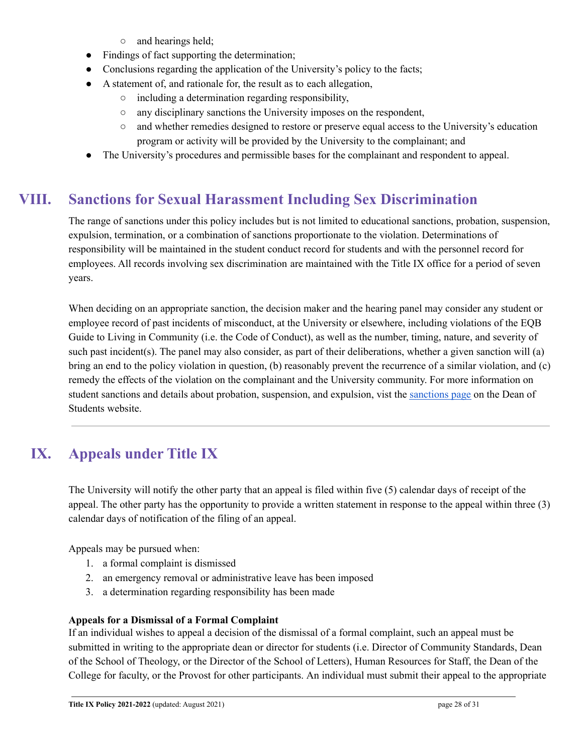- and hearings held;
- Findings of fact supporting the determination;
- Conclusions regarding the application of the University's policy to the facts;
- A statement of, and rationale for, the result as to each allegation,
    - including a determination regarding responsibility,
    - any disciplinary sanctions the University imposes on the respondent,
    - and whether remedies designed to restore or preserve equal access to the University's education program or activity will be provided by the University to the complainant; and
- The University's procedures and permissible bases for the complainant and respondent to appeal.

## VIII. Sanctions for Sexual Harassment Including Sex Discrimination

The range of sanctions under this policy includes but is not limited to educational sanctions, probation, suspension, expulsion, termination, or a combination of sanctions proportionate to the violation. Determinations of responsibility will be maintained in the student conduct record for students and with the personnel record for employees. All records involving sex discrimination are maintained with the Title IX office for a period of seven years.

When deciding on an appropriate sanction, the decision maker and the hearing panel may consider any student or employee record of past incidents of misconduct, at the University or elsewhere, including violations of the EQB Guide to Living in Community (i.e. the Code of Conduct), as well as the number, timing, nature, and severity of such past incident(s). The panel may also consider, as part of their deliberations, whether a given sanction will (a) bring an end to the policy violation in question, (b) reasonably prevent the recurrence of a similar violation, and (c) remedy the effects of the violation on the complainant and the University community. For more information on student sanctions and details about probation, suspension, and expulsion, vist the sanctions page on the Dean of Students website.

---

## IX. Appeals under Title IX

The University will notify the other party that an appeal is filed within five (5) calendar days of receipt of the appeal. The other party has the opportunity to provide a written statement in response to the appeal within three (3) calendar days of notification of the filing of an appeal.

Appeals may be pursued when:

1. a formal complaint is dismissed
2. an emergency removal or administrative leave has been imposed
3. a determination regarding responsibility has been made

**Appeals for a Dismissal of a Formal Complaint**

If an individual wishes to appeal a decision of the dismissal of a formal complaint, such an appeal must be submitted in writing to the appropriate dean or director for students (i.e. Director of Community Standards, Dean of the School of Theology, or the Director of the School of Letters), Human Resources for Staff, the Dean of the College for faculty, or the Provost for other participants. An individual must submit their appeal to the appropriate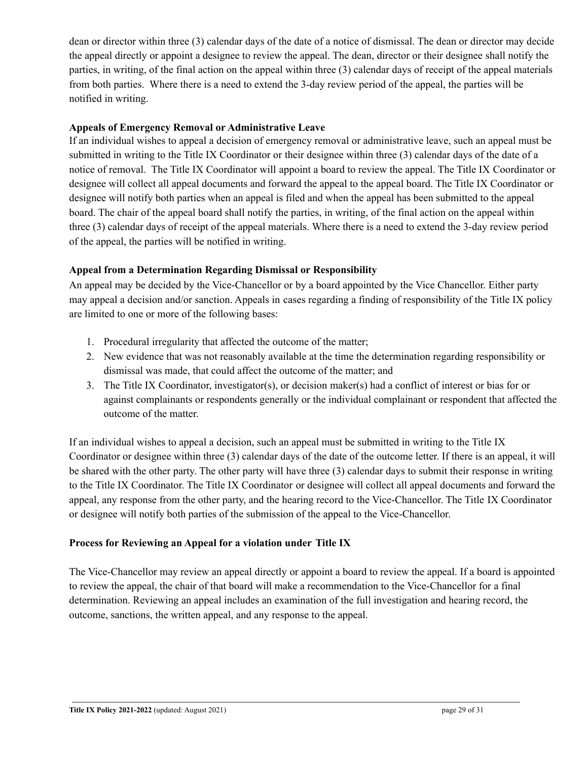dean or director within three (3) calendar days of the date of a notice of dismissal. The dean or director may decide the appeal directly or appoint a designee to review the appeal. The dean, director or their designee shall notify the parties, in writing, of the final action on the appeal within three (3) calendar days of receipt of the appeal materials from both parties. Where there is a need to extend the 3-day review period of the appeal, the parties will be notified in writing.

**Appeals of Emergency Removal or Administrative Leave**

If an individual wishes to appeal a decision of emergency removal or administrative leave, such an appeal must be submitted in writing to the Title IX Coordinator or their designee within three (3) calendar days of the date of a notice of removal. The Title IX Coordinator will appoint a board to review the appeal. The Title IX Coordinator or designee will collect all appeal documents and forward the appeal to the appeal board. The Title IX Coordinator or designee will notify both parties when an appeal is filed and when the appeal has been submitted to the appeal board. The chair of the appeal board shall notify the parties, in writing, of the final action on the appeal within three (3) calendar days of receipt of the appeal materials. Where there is a need to extend the 3-day review period of the appeal, the parties will be notified in writing.

**Appeal from a Determination Regarding Dismissal or Responsibility**

An appeal may be decided by the Vice-Chancellor or by a board appointed by the Vice Chancellor. Either party may appeal a decision and/or sanction. Appeals in cases regarding a finding of responsibility of the Title IX policy are limited to one or more of the following bases:

1. Procedural irregularity that affected the outcome of the matter;
2. New evidence that was not reasonably available at the time the determination regarding responsibility or dismissal was made, that could affect the outcome of the matter; and
3. The Title IX Coordinator, investigator(s), or decision maker(s) had a conflict of interest or bias for or against complainants or respondents generally or the individual complainant or respondent that affected the outcome of the matter.

If an individual wishes to appeal a decision, such an appeal must be submitted in writing to the Title IX Coordinator or designee within three (3) calendar days of the date of the outcome letter. If there is an appeal, it will be shared with the other party. The other party will have three (3) calendar days to submit their response in writing to the Title IX Coordinator. The Title IX Coordinator or designee will collect all appeal documents and forward the appeal, any response from the other party, and the hearing record to the Vice-Chancellor. The Title IX Coordinator or designee will notify both parties of the submission of the appeal to the Vice-Chancellor.

**Process for Reviewing an Appeal for a violation under Title IX**

The Vice-Chancellor may review an appeal directly or appoint a board to review the appeal. If a board is appointed to review the appeal, the chair of that board will make a recommendation to the Vice-Chancellor for a final determination. Reviewing an appeal includes an examination of the full investigation and hearing record, the outcome, sanctions, the written appeal, and any response to the appeal.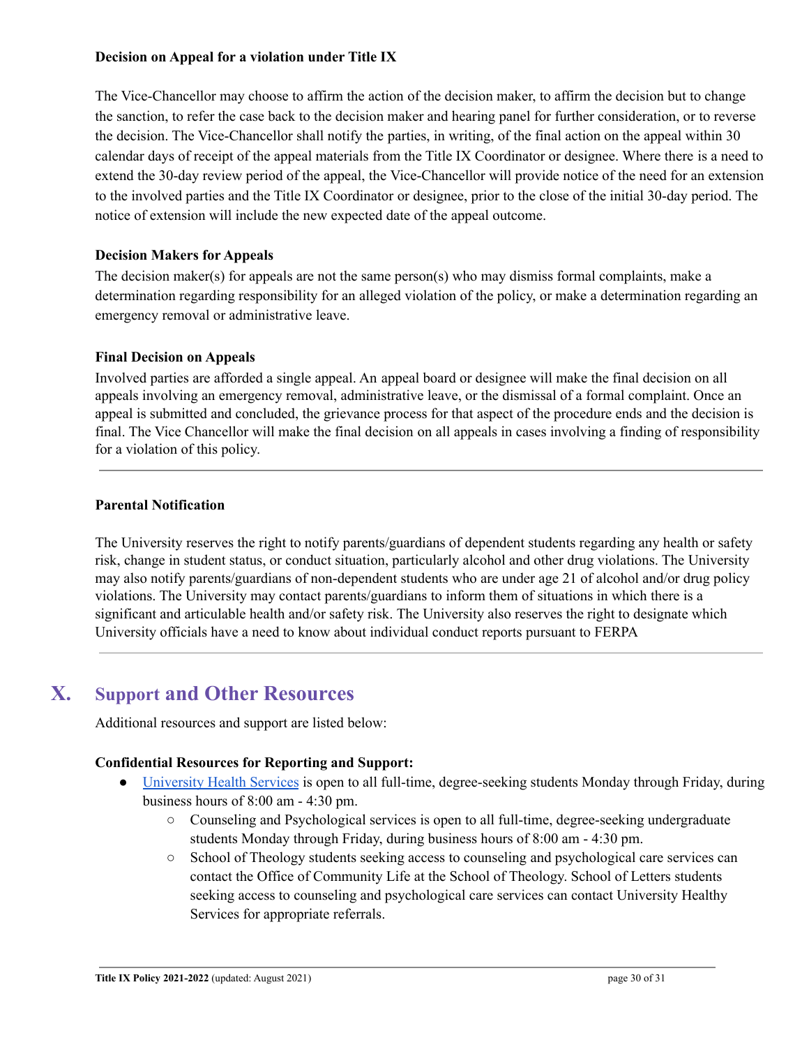**Decision on Appeal for a violation under Title IX**

The Vice-Chancellor may choose to affirm the action of the decision maker, to affirm the decision but to change the sanction, to refer the case back to the decision maker and hearing panel for further consideration, or to reverse the decision. The Vice-Chancellor shall notify the parties, in writing, of the final action on the appeal within 30 calendar days of receipt of the appeal materials from the Title IX Coordinator or designee. Where there is a need to extend the 30-day review period of the appeal, the Vice-Chancellor will provide notice of the need for an extension to the involved parties and the Title IX Coordinator or designee, prior to the close of the initial 30-day period. The notice of extension will include the new expected date of the appeal outcome.

**Decision Makers for Appeals**

The decision maker(s) for appeals are not the same person(s) who may dismiss formal complaints, make a determination regarding responsibility for an alleged violation of the policy, or make a determination regarding an emergency removal or administrative leave.

**Final Decision on Appeals**

Involved parties are afforded a single appeal. An appeal board or designee will make the final decision on all appeals involving an emergency removal, administrative leave, or the dismissal of a formal complaint. Once an appeal is submitted and concluded, the grievance process for that aspect of the procedure ends and the decision is final. The Vice Chancellor will make the final decision on all appeals in cases involving a finding of responsibility for a violation of this policy.

---

**Parental Notification**

The University reserves the right to notify parents/guardians of dependent students regarding any health or safety risk, change in student status, or conduct situation, particularly alcohol and other drug violations. The University may also notify parents/guardians of non-dependent students who are under age 21 of alcohol and/or drug policy violations. The University may contact parents/guardians to inform them of situations in which there is a significant and articulable health and/or safety risk. The University also reserves the right to designate which University officials have a need to know about individual conduct reports pursuant to FERPA

---

## X. Support and Other Resources

Additional resources and support are listed below:

**Confidential Resources for Reporting and Support:**

- University Health Services is open to all full-time, degree-seeking students Monday through Friday, during business hours of 8:00 am - 4:30 pm.
    - Counseling and Psychological services is open to all full-time, degree-seeking undergraduate students Monday through Friday, during business hours of 8:00 am - 4:30 pm.
    - School of Theology students seeking access to counseling and psychological care services can contact the Office of Community Life at the School of Theology. School of Letters students seeking access to counseling and psychological care services can contact University Healthy Services for appropriate referrals.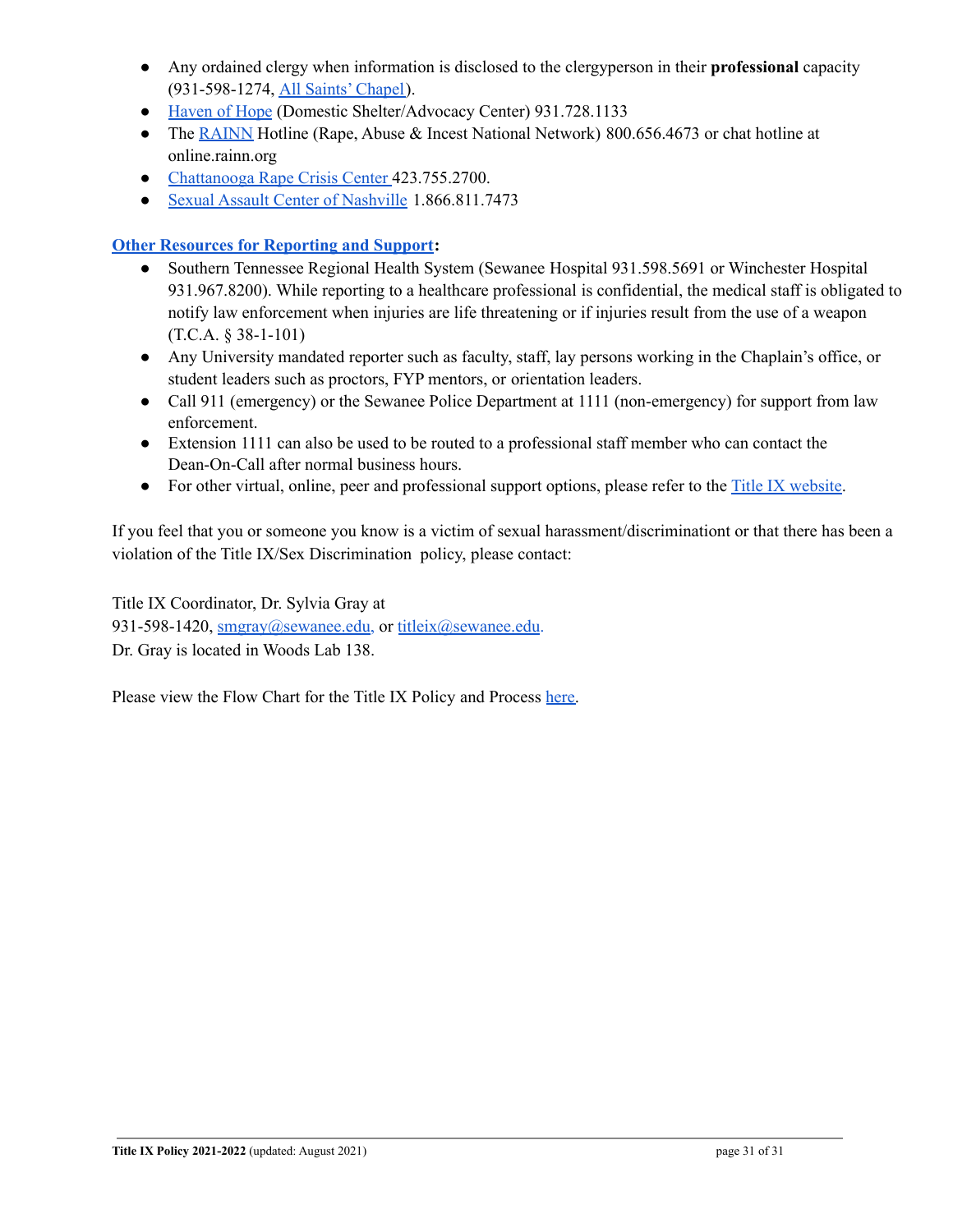- Any ordained clergy when information is disclosed to the clergyperson in their **professional** capacity (931-598-1274, All Saints' Chapel).
- Haven of Hope (Domestic Shelter/Advocacy Center) 931.728.1133
- The RAINN Hotline (Rape, Abuse & Incest National Network) 800.656.4673 or chat hotline at online.rainn.org
- Chattanooga Rape Crisis Center 423.755.2700.
- Sexual Assault Center of Nashville 1.866.811.7473

**Other Resources for Reporting and Support:**

- Southern Tennessee Regional Health System (Sewanee Hospital 931.598.5691 or Winchester Hospital 931.967.8200). While reporting to a healthcare professional is confidential, the medical staff is obligated to notify law enforcement when injuries are life threatening or if injuries result from the use of a weapon (T.C.A. § 38-1-101)
- Any University mandated reporter such as faculty, staff, lay persons working in the Chaplain's office, or student leaders such as proctors, FYP mentors, or orientation leaders.
- Call 911 (emergency) or the Sewanee Police Department at 1111 (non-emergency) for support from law enforcement.
- Extension 1111 can also be used to be routed to a professional staff member who can contact the Dean-On-Call after normal business hours.
- For other virtual, online, peer and professional support options, please refer to the Title IX website.

If you feel that you or someone you know is a victim of sexual harassment/discriminationt or that there has been a violation of the Title IX/Sex Discrimination policy, please contact:

Title IX Coordinator, Dr. Sylvia Gray at
931-598-1420, smgray@sewanee.edu, or titleix@sewanee.edu.
Dr. Gray is located in Woods Lab 138.

Please view the Flow Chart for the Title IX Policy and Process here.